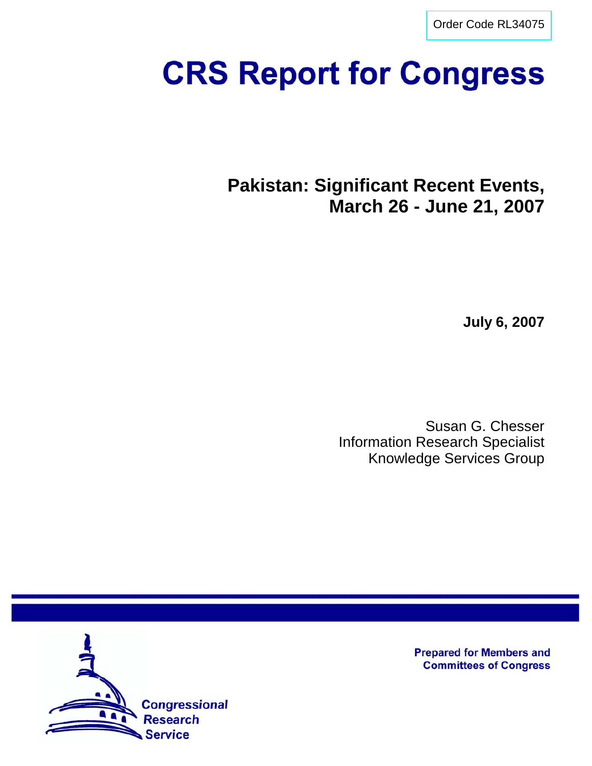Order Code RL34075

# CRS Report for Congress

## Pakistan: Significant Recent Events, March 26 - June 21, 2007

**July 6, 2007**

Susan G. Chesser
Information Research Specialist
Knowledge Services Group

**Prepared for Members and Committees of Congress**

Congressional Research Service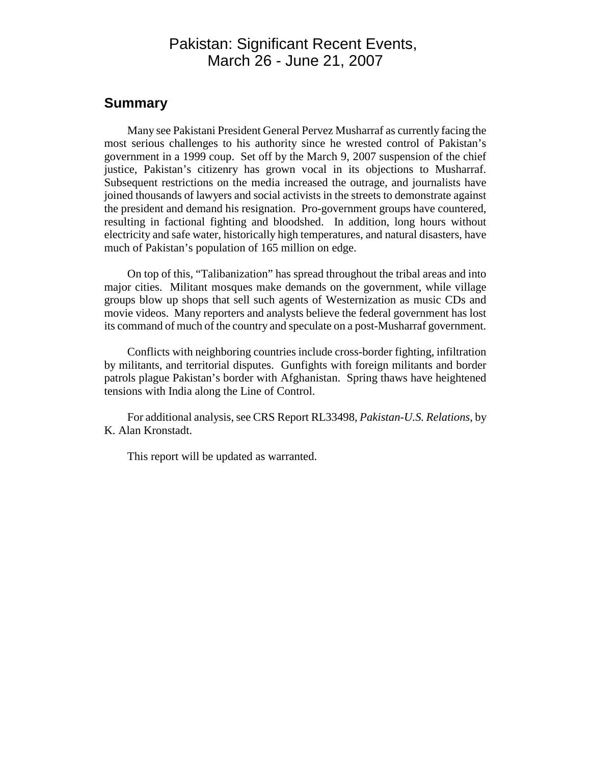# Pakistan: Significant Recent Events, March 26 - June 21, 2007

## Summary

Many see Pakistani President General Pervez Musharraf as currently facing the most serious challenges to his authority since he wrested control of Pakistan's government in a 1999 coup. Set off by the March 9, 2007 suspension of the chief justice, Pakistan's citizenry has grown vocal in its objections to Musharraf. Subsequent restrictions on the media increased the outrage, and journalists have joined thousands of lawyers and social activists in the streets to demonstrate against the president and demand his resignation. Pro-government groups have countered, resulting in factional fighting and bloodshed. In addition, long hours without electricity and safe water, historically high temperatures, and natural disasters, have much of Pakistan's population of 165 million on edge.

On top of this, "Talibanization" has spread throughout the tribal areas and into major cities. Militant mosques make demands on the government, while village groups blow up shops that sell such agents of Westernization as music CDs and movie videos. Many reporters and analysts believe the federal government has lost its command of much of the country and speculate on a post-Musharraf government.

Conflicts with neighboring countries include cross-border fighting, infiltration by militants, and territorial disputes. Gunfights with foreign militants and border patrols plague Pakistan's border with Afghanistan. Spring thaws have heightened tensions with India along the Line of Control.

For additional analysis, see CRS Report RL33498, *Pakistan-U.S. Relations*, by K. Alan Kronstadt.

This report will be updated as warranted.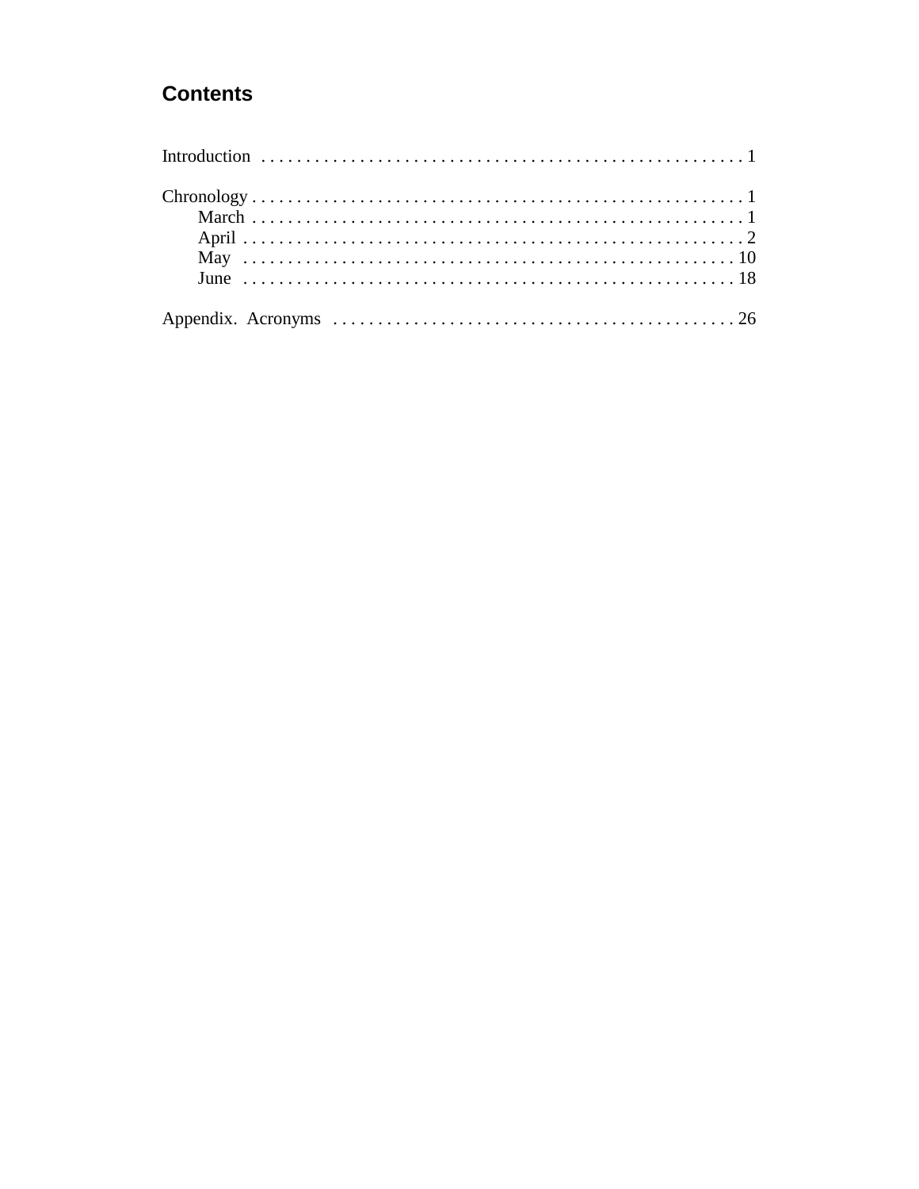## Contents

Introduction . . . . . . . . . . . . . . . . . . . . . . . . . . . . . . . . . . . . . . . . . . . . . . . . . . . . . 1

Chronology . . . . . . . . . . . . . . . . . . . . . . . . . . . . . . . . . . . . . . . . . . . . . . . . . . . . . 1
- March . . . . . . . . . . . . . . . . . . . . . . . . . . . . . . . . . . . . . . . . . . . . . . . . . . . . . 1
- April . . . . . . . . . . . . . . . . . . . . . . . . . . . . . . . . . . . . . . . . . . . . . . . . . . . . . 2
- May . . . . . . . . . . . . . . . . . . . . . . . . . . . . . . . . . . . . . . . . . . . . . . . . . . . . . 10
- June . . . . . . . . . . . . . . . . . . . . . . . . . . . . . . . . . . . . . . . . . . . . . . . . . . . . . 18

Appendix. Acronyms . . . . . . . . . . . . . . . . . . . . . . . . . . . . . . . . . . . . . . . . . . . . . 26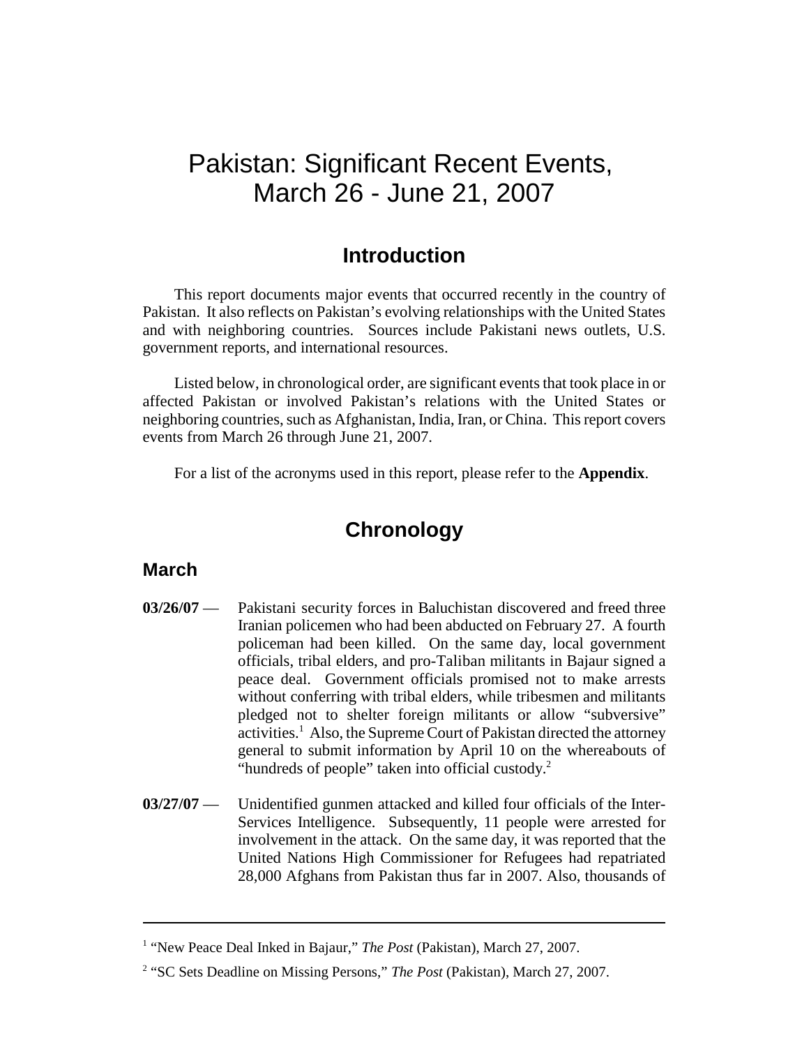# Pakistan: Significant Recent Events, March 26 - June 21, 2007

## Introduction

This report documents major events that occurred recently in the country of Pakistan. It also reflects on Pakistan's evolving relationships with the United States and with neighboring countries. Sources include Pakistani news outlets, U.S. government reports, and international resources.

Listed below, in chronological order, are significant events that took place in or affected Pakistan or involved Pakistan's relations with the United States or neighboring countries, such as Afghanistan, India, Iran, or China. This report covers events from March 26 through June 21, 2007.

For a list of the acronyms used in this report, please refer to the **Appendix**.

## Chronology

### March

**03/26/07** — Pakistani security forces in Baluchistan discovered and freed three Iranian policemen who had been abducted on February 27. A fourth policeman had been killed. On the same day, local government officials, tribal elders, and pro-Taliban militants in Bajaur signed a peace deal. Government officials promised not to make arrests without conferring with tribal elders, while tribesmen and militants pledged not to shelter foreign militants or allow "subversive" activities.[1] Also, the Supreme Court of Pakistan directed the attorney general to submit information by April 10 on the whereabouts of "hundreds of people" taken into official custody.[2]

**03/27/07** — Unidentified gunmen attacked and killed four officials of the Inter-Services Intelligence. Subsequently, 11 people were arrested for involvement in the attack. On the same day, it was reported that the United Nations High Commissioner for Refugees had repatriated 28,000 Afghans from Pakistan thus far in 2007. Also, thousands of

---

[1] "New Peace Deal Inked in Bajaur," *The Post* (Pakistan), March 27, 2007.

[2] "SC Sets Deadline on Missing Persons," *The Post* (Pakistan), March 27, 2007.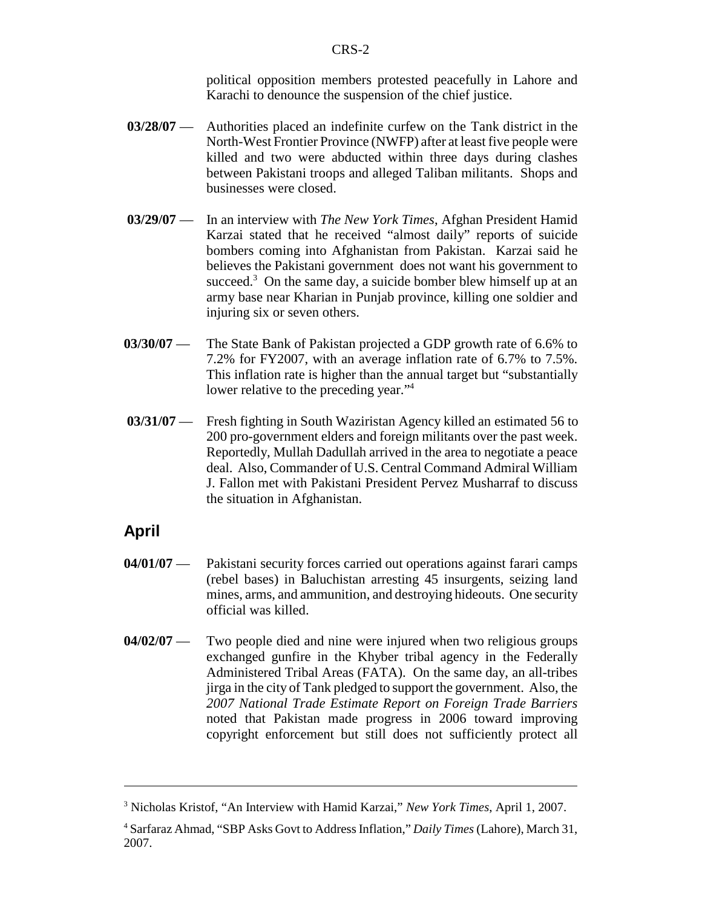political opposition members protested peacefully in Lahore and Karachi to denounce the suspension of the chief justice.

**03/28/07** — Authorities placed an indefinite curfew on the Tank district in the North-West Frontier Province (NWFP) after at least five people were killed and two were abducted within three days during clashes between Pakistani troops and alleged Taliban militants. Shops and businesses were closed.

**03/29/07** — In an interview with *The New York Times*, Afghan President Hamid Karzai stated that he received "almost daily" reports of suicide bombers coming into Afghanistan from Pakistan. Karzai said he believes the Pakistani government does not want his government to succeed.[3] On the same day, a suicide bomber blew himself up at an army base near Kharian in Punjab province, killing one soldier and injuring six or seven others.

**03/30/07** — The State Bank of Pakistan projected a GDP growth rate of 6.6% to 7.2% for FY2007, with an average inflation rate of 6.7% to 7.5%. This inflation rate is higher than the annual target but "substantially lower relative to the preceding year."[4]

**03/31/07** — Fresh fighting in South Waziristan Agency killed an estimated 56 to 200 pro-government elders and foreign militants over the past week. Reportedly, Mullah Dadullah arrived in the area to negotiate a peace deal. Also, Commander of U.S. Central Command Admiral William J. Fallon met with Pakistani President Pervez Musharraf to discuss the situation in Afghanistan.

## April

**04/01/07** — Pakistani security forces carried out operations against farari camps (rebel bases) in Baluchistan arresting 45 insurgents, seizing land mines, arms, and ammunition, and destroying hideouts. One security official was killed.

**04/02/07** — Two people died and nine were injured when two religious groups exchanged gunfire in the Khyber tribal agency in the Federally Administered Tribal Areas (FATA). On the same day, an all-tribes jirga in the city of Tank pledged to support the government. Also, the *2007 National Trade Estimate Report on Foreign Trade Barriers* noted that Pakistan made progress in 2006 toward improving copyright enforcement but still does not sufficiently protect all

---

[3] Nicholas Kristof, "An Interview with Hamid Karzai," *New York Times*, April 1, 2007.

[4] Sarfaraz Ahmad, "SBP Asks Govt to Address Inflation," *Daily Times* (Lahore), March 31, 2007.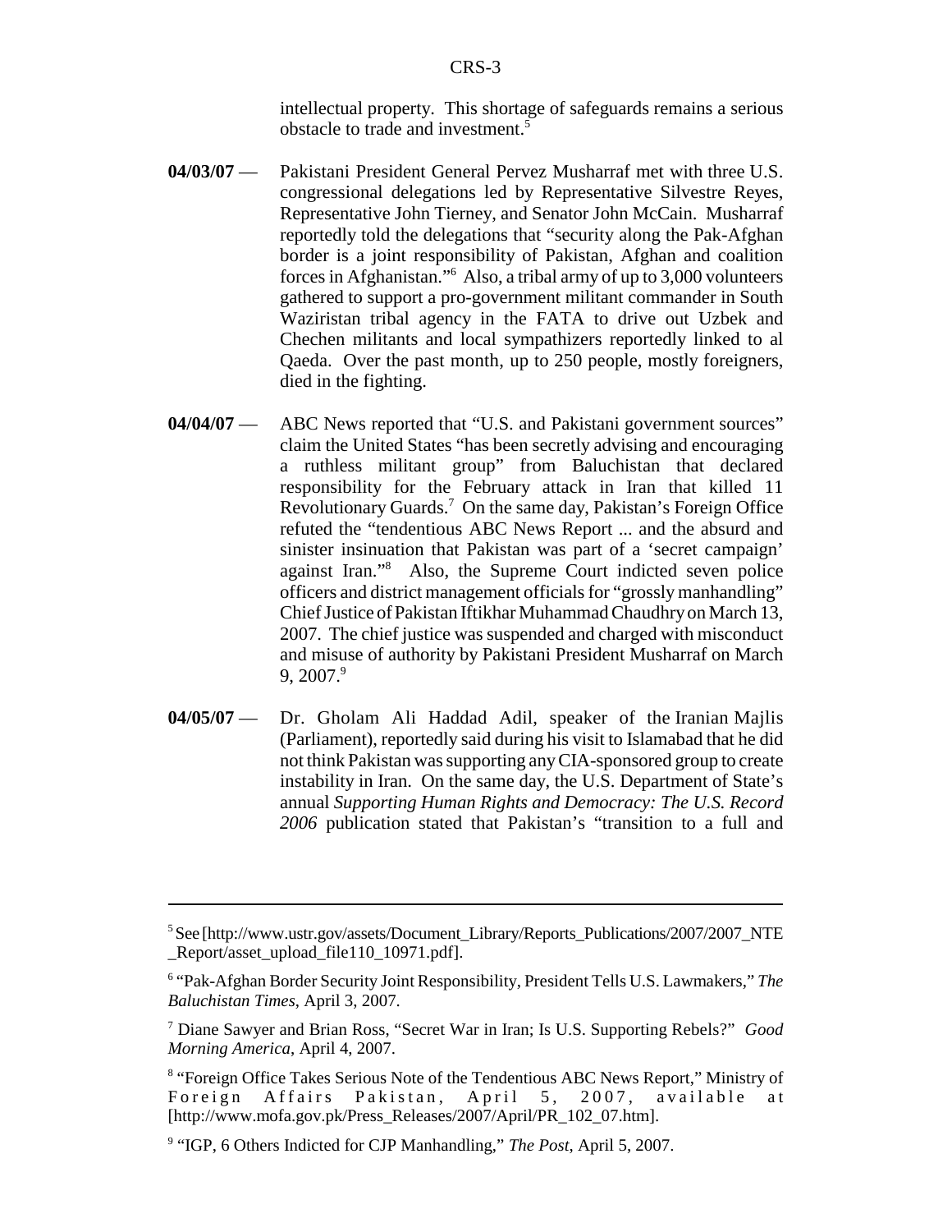intellectual property. This shortage of safeguards remains a serious obstacle to trade and investment.[5]

**04/03/07** — Pakistani President General Pervez Musharraf met with three U.S. congressional delegations led by Representative Silvestre Reyes, Representative John Tierney, and Senator John McCain. Musharraf reportedly told the delegations that "security along the Pak-Afghan border is a joint responsibility of Pakistan, Afghan and coalition forces in Afghanistan."[6] Also, a tribal army of up to 3,000 volunteers gathered to support a pro-government militant commander in South Waziristan tribal agency in the FATA to drive out Uzbek and Chechen militants and local sympathizers reportedly linked to al Qaeda. Over the past month, up to 250 people, mostly foreigners, died in the fighting.

**04/04/07** — ABC News reported that "U.S. and Pakistani government sources" claim the United States "has been secretly advising and encouraging a ruthless militant group" from Baluchistan that declared responsibility for the February attack in Iran that killed 11 Revolutionary Guards.[7] On the same day, Pakistan's Foreign Office refuted the "tendentious ABC News Report ... and the absurd and sinister insinuation that Pakistan was part of a 'secret campaign' against Iran."[8] Also, the Supreme Court indicted seven police officers and district management officials for "grossly manhandling" Chief Justice of Pakistan Iftikhar Muhammad Chaudhry on March 13, 2007. The chief justice was suspended and charged with misconduct and misuse of authority by Pakistani President Musharraf on March 9, 2007.[9]

**04/05/07** — Dr. Gholam Ali Haddad Adil, speaker of the Iranian Majlis (Parliament), reportedly said during his visit to Islamabad that he did not think Pakistan was supporting any CIA-sponsored group to create instability in Iran. On the same day, the U.S. Department of State's annual *Supporting Human Rights and Democracy: The U.S. Record 2006* publication stated that Pakistan's "transition to a full and

---

[5] See [http://www.ustr.gov/assets/Document_Library/Reports_Publications/2007/2007_NTE_Report/asset_upload_file110_10971.pdf].

[6] "Pak-Afghan Border Security Joint Responsibility, President Tells U.S. Lawmakers," *The Baluchistan Times*, April 3, 2007.

[7] Diane Sawyer and Brian Ross, "Secret War in Iran; Is U.S. Supporting Rebels?" *Good Morning America*, April 4, 2007.

[8] "Foreign Office Takes Serious Note of the Tendentious ABC News Report," Ministry of Foreign Affairs Pakistan, April 5, 2007, available at [http://www.mofa.gov.pk/Press_Releases/2007/April/PR_102_07.htm].

[9] "IGP, 6 Others Indicted for CJP Manhandling," *The Post*, April 5, 2007.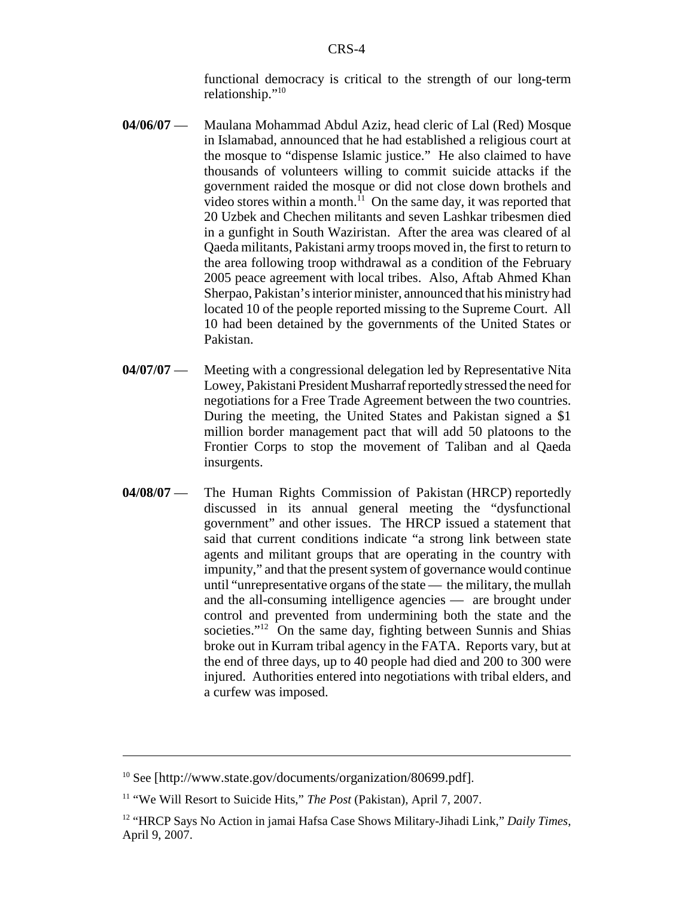functional democracy is critical to the strength of our long-term relationship."[10]

**04/06/07** — Maulana Mohammad Abdul Aziz, head cleric of Lal (Red) Mosque in Islamabad, announced that he had established a religious court at the mosque to "dispense Islamic justice." He also claimed to have thousands of volunteers willing to commit suicide attacks if the government raided the mosque or did not close down brothels and video stores within a month.[11] On the same day, it was reported that 20 Uzbek and Chechen militants and seven Lashkar tribesmen died in a gunfight in South Waziristan. After the area was cleared of al Qaeda militants, Pakistani army troops moved in, the first to return to the area following troop withdrawal as a condition of the February 2005 peace agreement with local tribes. Also, Aftab Ahmed Khan Sherpao, Pakistan's interior minister, announced that his ministry had located 10 of the people reported missing to the Supreme Court. All 10 had been detained by the governments of the United States or Pakistan.

**04/07/07** — Meeting with a congressional delegation led by Representative Nita Lowey, Pakistani President Musharraf reportedly stressed the need for negotiations for a Free Trade Agreement between the two countries. During the meeting, the United States and Pakistan signed a $1 million border management pact that will add 50 platoons to the Frontier Corps to stop the movement of Taliban and al Qaeda insurgents.

**04/08/07** — The Human Rights Commission of Pakistan (HRCP) reportedly discussed in its annual general meeting the "dysfunctional government" and other issues. The HRCP issued a statement that said that current conditions indicate "a strong link between state agents and militant groups that are operating in the country with impunity," and that the present system of governance would continue until "unrepresentative organs of the state — the military, the mullah and the all-consuming intelligence agencies — are brought under control and prevented from undermining both the state and the societies."[12] On the same day, fighting between Sunnis and Shias broke out in Kurram tribal agency in the FATA. Reports vary, but at the end of three days, up to 40 people had died and 200 to 300 were injured. Authorities entered into negotiations with tribal elders, and a curfew was imposed.

---

[10] See [http://www.state.gov/documents/organization/80699.pdf].

[11] "We Will Resort to Suicide Hits," *The Post* (Pakistan), April 7, 2007.

[12] "HRCP Says No Action in jamai Hafsa Case Shows Military-Jihadi Link," *Daily Times*, April 9, 2007.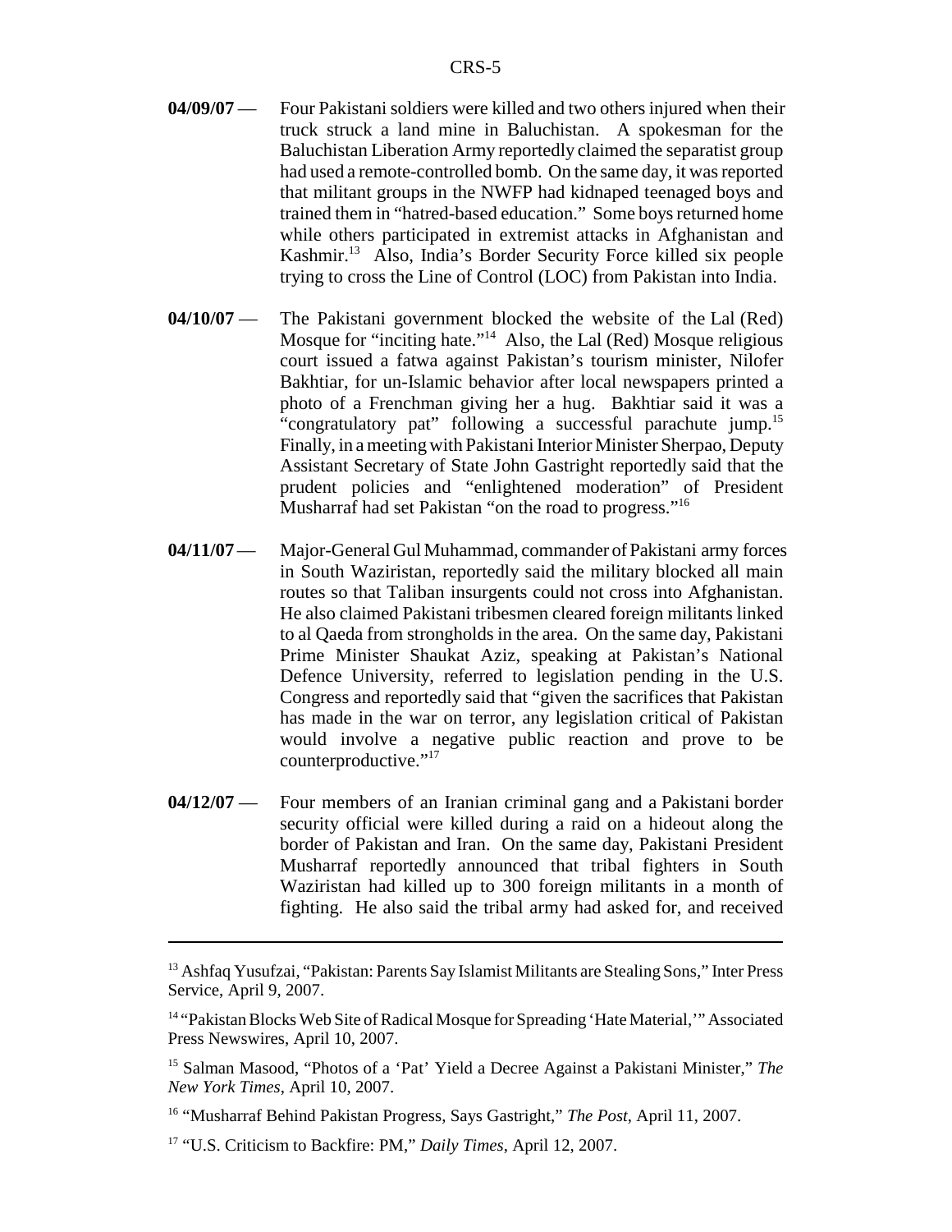**04/09/07** — Four Pakistani soldiers were killed and two others injured when their truck struck a land mine in Baluchistan. A spokesman for the Baluchistan Liberation Army reportedly claimed the separatist group had used a remote-controlled bomb. On the same day, it was reported that militant groups in the NWFP had kidnaped teenaged boys and trained them in "hatred-based education." Some boys returned home while others participated in extremist attacks in Afghanistan and Kashmir.[13] Also, India's Border Security Force killed six people trying to cross the Line of Control (LOC) from Pakistan into India.

**04/10/07** — The Pakistani government blocked the website of the Lal (Red) Mosque for "inciting hate."[14] Also, the Lal (Red) Mosque religious court issued a fatwa against Pakistan's tourism minister, Nilofer Bakhtiar, for un-Islamic behavior after local newspapers printed a photo of a Frenchman giving her a hug. Bakhtiar said it was a "congratulatory pat" following a successful parachute jump.[15] Finally, in a meeting with Pakistani Interior Minister Sherpao, Deputy Assistant Secretary of State John Gastright reportedly said that the prudent policies and "enlightened moderation" of President Musharraf had set Pakistan "on the road to progress."[16]

**04/11/07** — Major-General Gul Muhammad, commander of Pakistani army forces in South Waziristan, reportedly said the military blocked all main routes so that Taliban insurgents could not cross into Afghanistan. He also claimed Pakistani tribesmen cleared foreign militants linked to al Qaeda from strongholds in the area. On the same day, Pakistani Prime Minister Shaukat Aziz, speaking at Pakistan's National Defence University, referred to legislation pending in the U.S. Congress and reportedly said that "given the sacrifices that Pakistan has made in the war on terror, any legislation critical of Pakistan would involve a negative public reaction and prove to be counterproductive."[17]

**04/12/07** — Four members of an Iranian criminal gang and a Pakistani border security official were killed during a raid on a hideout along the border of Pakistan and Iran. On the same day, Pakistani President Musharraf reportedly announced that tribal fighters in South Waziristan had killed up to 300 foreign militants in a month of fighting. He also said the tribal army had asked for, and received

---

[13] Ashfaq Yusufzai, "Pakistan: Parents Say Islamist Militants are Stealing Sons," Inter Press Service, April 9, 2007.

[14] "Pakistan Blocks Web Site of Radical Mosque for Spreading 'Hate Material,'" Associated Press Newswires, April 10, 2007.

[15] Salman Masood, "Photos of a 'Pat' Yield a Decree Against a Pakistani Minister," *The New York Times*, April 10, 2007.

[16] "Musharraf Behind Pakistan Progress, Says Gastright," *The Post*, April 11, 2007.

[17] "U.S. Criticism to Backfire: PM," *Daily Times*, April 12, 2007.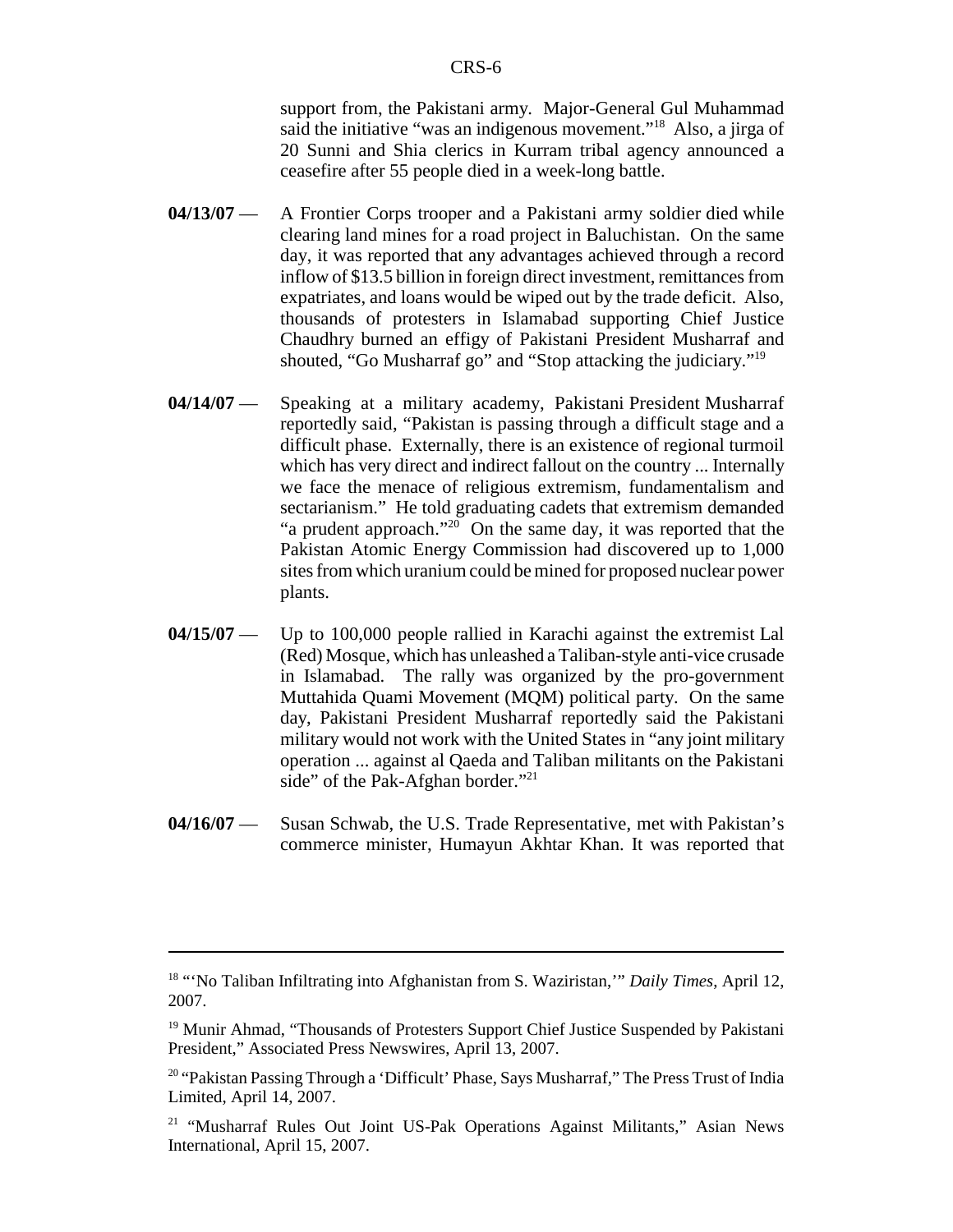support from, the Pakistani army. Major-General Gul Muhammad said the initiative "was an indigenous movement."[18] Also, a jirga of 20 Sunni and Shia clerics in Kurram tribal agency announced a ceasefire after 55 people died in a week-long battle.

**04/13/07** — A Frontier Corps trooper and a Pakistani army soldier died while clearing land mines for a road project in Baluchistan. On the same day, it was reported that any advantages achieved through a record inflow of $13.5 billion in foreign direct investment, remittances from expatriates, and loans would be wiped out by the trade deficit. Also, thousands of protesters in Islamabad supporting Chief Justice Chaudhry burned an effigy of Pakistani President Musharraf and shouted, "Go Musharraf go" and "Stop attacking the judiciary."[19]

**04/14/07** — Speaking at a military academy, Pakistani President Musharraf reportedly said, "Pakistan is passing through a difficult stage and a difficult phase. Externally, there is an existence of regional turmoil which has very direct and indirect fallout on the country ... Internally we face the menace of religious extremism, fundamentalism and sectarianism." He told graduating cadets that extremism demanded "a prudent approach."[20] On the same day, it was reported that the Pakistan Atomic Energy Commission had discovered up to 1,000 sites from which uranium could be mined for proposed nuclear power plants.

**04/15/07** — Up to 100,000 people rallied in Karachi against the extremist Lal (Red) Mosque, which has unleashed a Taliban-style anti-vice crusade in Islamabad. The rally was organized by the pro-government Muttahida Quami Movement (MQM) political party. On the same day, Pakistani President Musharraf reportedly said the Pakistani military would not work with the United States in "any joint military operation ... against al Qaeda and Taliban militants on the Pakistani side" of the Pak-Afghan border."[21]

**04/16/07** — Susan Schwab, the U.S. Trade Representative, met with Pakistan's commerce minister, Humayun Akhtar Khan. It was reported that

---

[18] "'No Taliban Infiltrating into Afghanistan from S. Waziristan,'" *Daily Times*, April 12, 2007.

[19] Munir Ahmad, "Thousands of Protesters Support Chief Justice Suspended by Pakistani President," Associated Press Newswires, April 13, 2007.

[20] "Pakistan Passing Through a 'Difficult' Phase, Says Musharraf," The Press Trust of India Limited, April 14, 2007.

[21] "Musharraf Rules Out Joint US-Pak Operations Against Militants," Asian News International, April 15, 2007.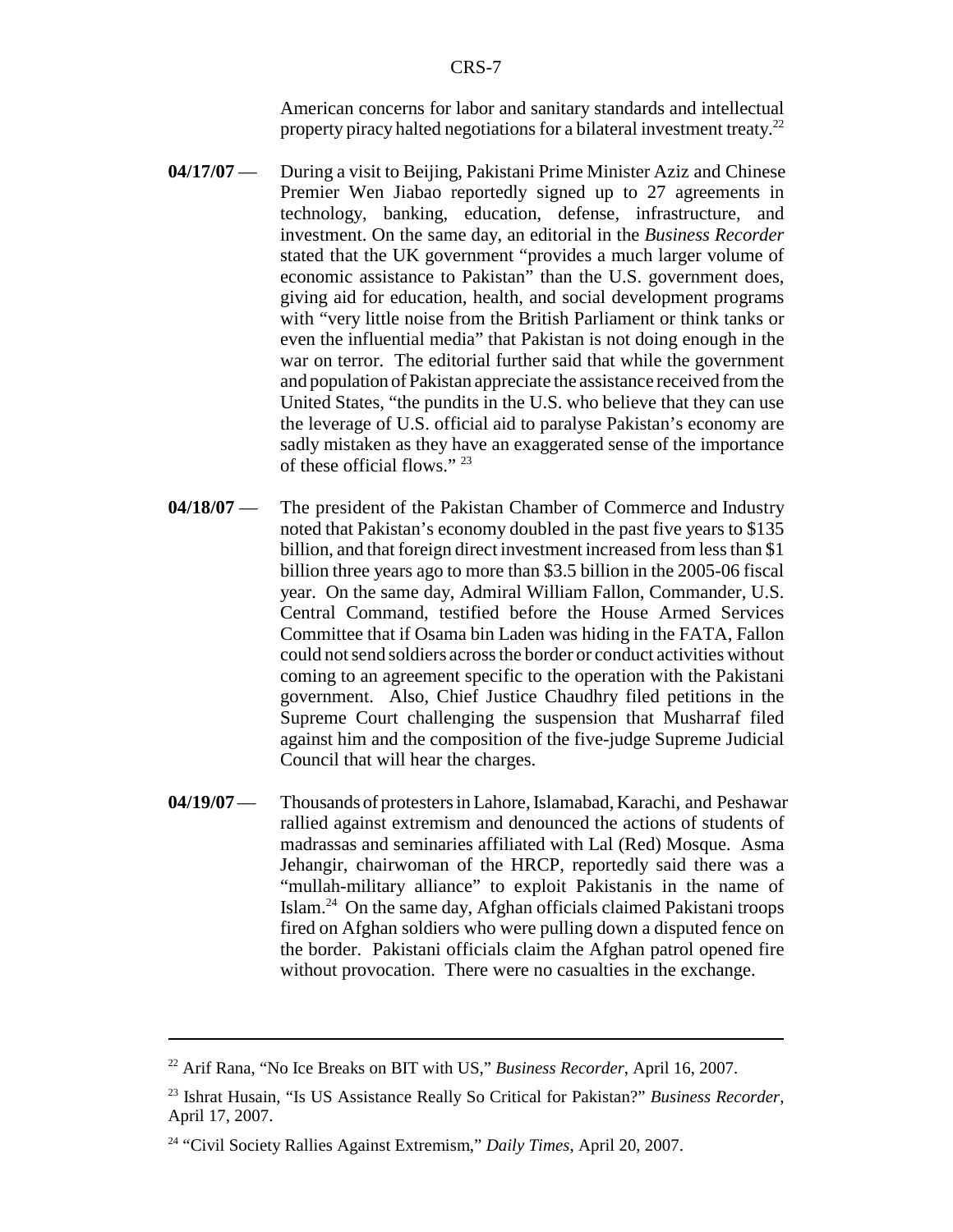American concerns for labor and sanitary standards and intellectual property piracy halted negotiations for a bilateral investment treaty.[22]

**04/17/07** — During a visit to Beijing, Pakistani Prime Minister Aziz and Chinese Premier Wen Jiabao reportedly signed up to 27 agreements in technology, banking, education, defense, infrastructure, and investment. On the same day, an editorial in the *Business Recorder* stated that the UK government "provides a much larger volume of economic assistance to Pakistan" than the U.S. government does, giving aid for education, health, and social development programs with "very little noise from the British Parliament or think tanks or even the influential media" that Pakistan is not doing enough in the war on terror. The editorial further said that while the government and population of Pakistan appreciate the assistance received from the United States, "the pundits in the U.S. who believe that they can use the leverage of U.S. official aid to paralyse Pakistan's economy are sadly mistaken as they have an exaggerated sense of the importance of these official flows." [23]

**04/18/07** — The president of the Pakistan Chamber of Commerce and Industry noted that Pakistan's economy doubled in the past five years to $135 billion, and that foreign direct investment increased from less than $1 billion three years ago to more than $3.5 billion in the 2005-06 fiscal year. On the same day, Admiral William Fallon, Commander, U.S. Central Command, testified before the House Armed Services Committee that if Osama bin Laden was hiding in the FATA, Fallon could not send soldiers across the border or conduct activities without coming to an agreement specific to the operation with the Pakistani government. Also, Chief Justice Chaudhry filed petitions in the Supreme Court challenging the suspension that Musharraf filed against him and the composition of the five-judge Supreme Judicial Council that will hear the charges.

**04/19/07** — Thousands of protesters in Lahore, Islamabad, Karachi, and Peshawar rallied against extremism and denounced the actions of students of madrassas and seminaries affiliated with Lal (Red) Mosque. Asma Jehangir, chairwoman of the HRCP, reportedly said there was a "mullah-military alliance" to exploit Pakistanis in the name of Islam.[24] On the same day, Afghan officials claimed Pakistani troops fired on Afghan soldiers who were pulling down a disputed fence on the border. Pakistani officials claim the Afghan patrol opened fire without provocation. There were no casualties in the exchange.

---

[22] Arif Rana, "No Ice Breaks on BIT with US," *Business Recorder*, April 16, 2007.

[23] Ishrat Husain, "Is US Assistance Really So Critical for Pakistan?" *Business Recorder*, April 17, 2007.

[24] "Civil Society Rallies Against Extremism," *Daily Times*, April 20, 2007.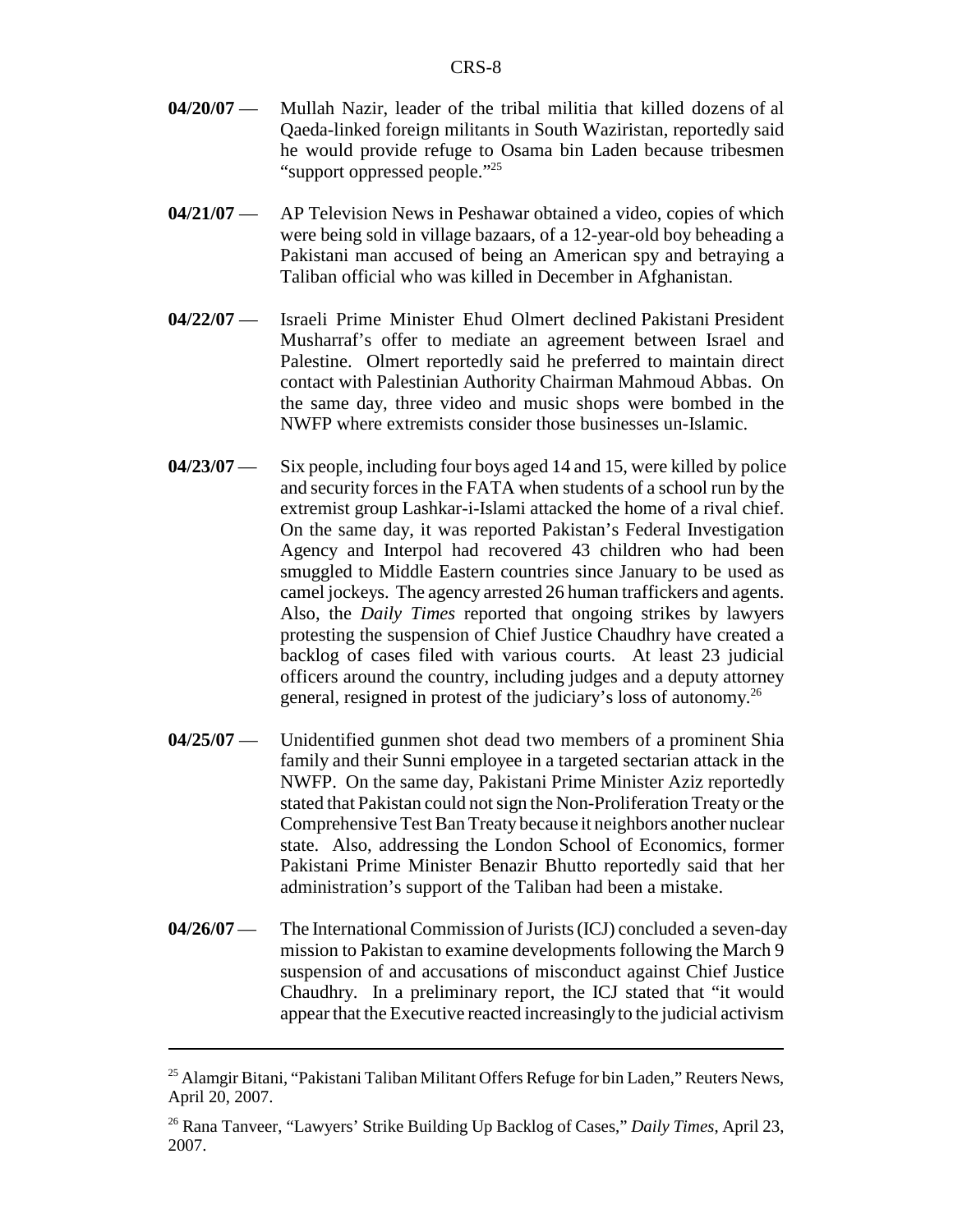**04/20/07** — Mullah Nazir, leader of the tribal militia that killed dozens of al Qaeda-linked foreign militants in South Waziristan, reportedly said he would provide refuge to Osama bin Laden because tribesmen "support oppressed people."[25]

**04/21/07** — AP Television News in Peshawar obtained a video, copies of which were being sold in village bazaars, of a 12-year-old boy beheading a Pakistani man accused of being an American spy and betraying a Taliban official who was killed in December in Afghanistan.

**04/22/07** — Israeli Prime Minister Ehud Olmert declined Pakistani President Musharraf's offer to mediate an agreement between Israel and Palestine. Olmert reportedly said he preferred to maintain direct contact with Palestinian Authority Chairman Mahmoud Abbas. On the same day, three video and music shops were bombed in the NWFP where extremists consider those businesses un-Islamic.

**04/23/07** — Six people, including four boys aged 14 and 15, were killed by police and security forces in the FATA when students of a school run by the extremist group Lashkar-i-Islami attacked the home of a rival chief. On the same day, it was reported Pakistan's Federal Investigation Agency and Interpol had recovered 43 children who had been smuggled to Middle Eastern countries since January to be used as camel jockeys. The agency arrested 26 human traffickers and agents. Also, the *Daily Times* reported that ongoing strikes by lawyers protesting the suspension of Chief Justice Chaudhry have created a backlog of cases filed with various courts. At least 23 judicial officers around the country, including judges and a deputy attorney general, resigned in protest of the judiciary's loss of autonomy.[26]

**04/25/07** — Unidentified gunmen shot dead two members of a prominent Shia family and their Sunni employee in a targeted sectarian attack in the NWFP. On the same day, Pakistani Prime Minister Aziz reportedly stated that Pakistan could not sign the Non-Proliferation Treaty or the Comprehensive Test Ban Treaty because it neighbors another nuclear state. Also, addressing the London School of Economics, former Pakistani Prime Minister Benazir Bhutto reportedly said that her administration's support of the Taliban had been a mistake.

**04/26/07** — The International Commission of Jurists (ICJ) concluded a seven-day mission to Pakistan to examine developments following the March 9 suspension of and accusations of misconduct against Chief Justice Chaudhry. In a preliminary report, the ICJ stated that "it would appear that the Executive reacted increasingly to the judicial activism

---

[25] Alamgir Bitani, "Pakistani Taliban Militant Offers Refuge for bin Laden," Reuters News, April 20, 2007.

[26] Rana Tanveer, "Lawyers' Strike Building Up Backlog of Cases," *Daily Times*, April 23, 2007.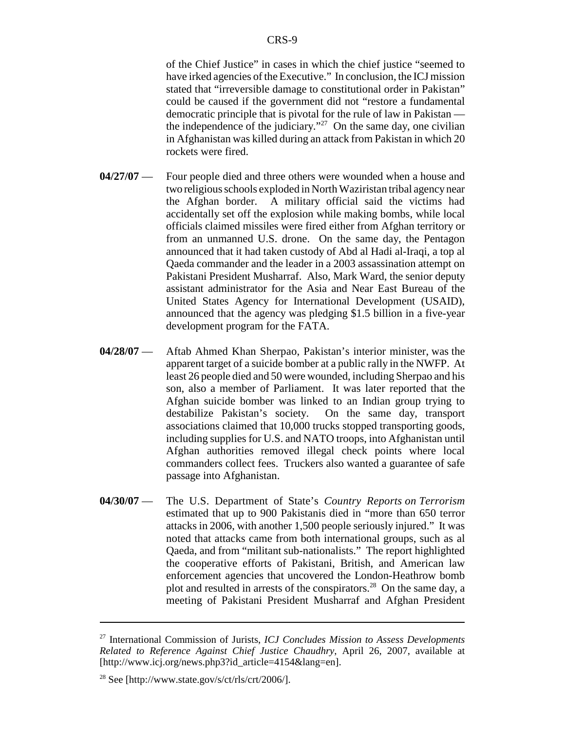of the Chief Justice" in cases in which the chief justice "seemed to have irked agencies of the Executive." In conclusion, the ICJ mission stated that "irreversible damage to constitutional order in Pakistan" could be caused if the government did not "restore a fundamental democratic principle that is pivotal for the rule of law in Pakistan — the independence of the judiciary."[27] On the same day, one civilian in Afghanistan was killed during an attack from Pakistan in which 20 rockets were fired.

**04/27/07** — Four people died and three others were wounded when a house and two religious schools exploded in North Waziristan tribal agency near the Afghan border. A military official said the victims had accidentally set off the explosion while making bombs, while local officials claimed missiles were fired either from Afghan territory or from an unmanned U.S. drone. On the same day, the Pentagon announced that it had taken custody of Abd al Hadi al-Iraqi, a top al Qaeda commander and the leader in a 2003 assassination attempt on Pakistani President Musharraf. Also, Mark Ward, the senior deputy assistant administrator for the Asia and Near East Bureau of the United States Agency for International Development (USAID), announced that the agency was pledging $1.5 billion in a five-year development program for the FATA.

**04/28/07** — Aftab Ahmed Khan Sherpao, Pakistan's interior minister, was the apparent target of a suicide bomber at a public rally in the NWFP. At least 26 people died and 50 were wounded, including Sherpao and his son, also a member of Parliament. It was later reported that the Afghan suicide bomber was linked to an Indian group trying to destabilize Pakistan's society. On the same day, transport associations claimed that 10,000 trucks stopped transporting goods, including supplies for U.S. and NATO troops, into Afghanistan until Afghan authorities removed illegal check points where local commanders collect fees. Truckers also wanted a guarantee of safe passage into Afghanistan.

**04/30/07** — The U.S. Department of State's *Country Reports on Terrorism* estimated that up to 900 Pakistanis died in "more than 650 terror attacks in 2006, with another 1,500 people seriously injured." It was noted that attacks came from both international groups, such as al Qaeda, and from "militant sub-nationalists." The report highlighted the cooperative efforts of Pakistani, British, and American law enforcement agencies that uncovered the London-Heathrow bomb plot and resulted in arrests of the conspirators.[28] On the same day, a meeting of Pakistani President Musharraf and Afghan President

---

[27] International Commission of Jurists, *ICJ Concludes Mission to Assess Developments Related to Reference Against Chief Justice Chaudhry*, April 26, 2007, available at [http://www.icj.org/news.php3?id_article=4154&lang=en].

[28] See [http://www.state.gov/s/ct/rls/crt/2006/].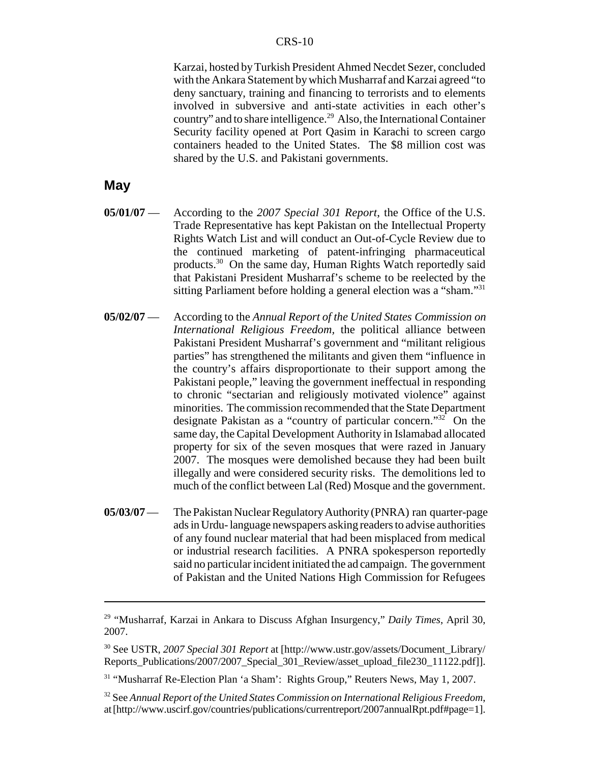Karzai, hosted by Turkish President Ahmed Necdet Sezer, concluded with the Ankara Statement by which Musharraf and Karzai agreed "to deny sanctuary, training and financing to terrorists and to elements involved in subversive and anti-state activities in each other's country" and to share intelligence.[29] Also, the International Container Security facility opened at Port Qasim in Karachi to screen cargo containers headed to the United States. The $8 million cost was shared by the U.S. and Pakistani governments.

## May

**05/01/07** — According to the *2007 Special 301 Report*, the Office of the U.S. Trade Representative has kept Pakistan on the Intellectual Property Rights Watch List and will conduct an Out-of-Cycle Review due to the continued marketing of patent-infringing pharmaceutical products.[30] On the same day, Human Rights Watch reportedly said that Pakistani President Musharraf's scheme to be reelected by the sitting Parliament before holding a general election was a "sham."[31]

**05/02/07** — According to the *Annual Report of the United States Commission on International Religious Freedom*, the political alliance between Pakistani President Musharraf's government and "militant religious parties" has strengthened the militants and given them "influence in the country's affairs disproportionate to their support among the Pakistani people," leaving the government ineffectual in responding to chronic "sectarian and religiously motivated violence" against minorities. The commission recommended that the State Department designate Pakistan as a "country of particular concern."[32] On the same day, the Capital Development Authority in Islamabad allocated property for six of the seven mosques that were razed in January 2007. The mosques were demolished because they had been built illegally and were considered security risks. The demolitions led to much of the conflict between Lal (Red) Mosque and the government.

**05/03/07** — The Pakistan Nuclear Regulatory Authority (PNRA) ran quarter-page ads in Urdu-language newspapers asking readers to advise authorities of any found nuclear material that had been misplaced from medical or industrial research facilities. A PNRA spokesperson reportedly said no particular incident initiated the ad campaign. The government of Pakistan and the United Nations High Commission for Refugees

---

[29] "Musharraf, Karzai in Ankara to Discuss Afghan Insurgency," *Daily Times*, April 30, 2007.

[30] See USTR, *2007 Special 301 Report* at [http://www.ustr.gov/assets/Document_Library/Reports_Publications/2007/2007_Special_301_Review/asset_upload_file230_11122.pdf]].

[31] "Musharraf Re-Election Plan 'a Sham': Rights Group," Reuters News, May 1, 2007.

[32] See *Annual Report of the United States Commission on International Religious Freedom*, at [http://www.uscirf.gov/countries/publications/currentreport/2007annualRpt.pdf#page=1].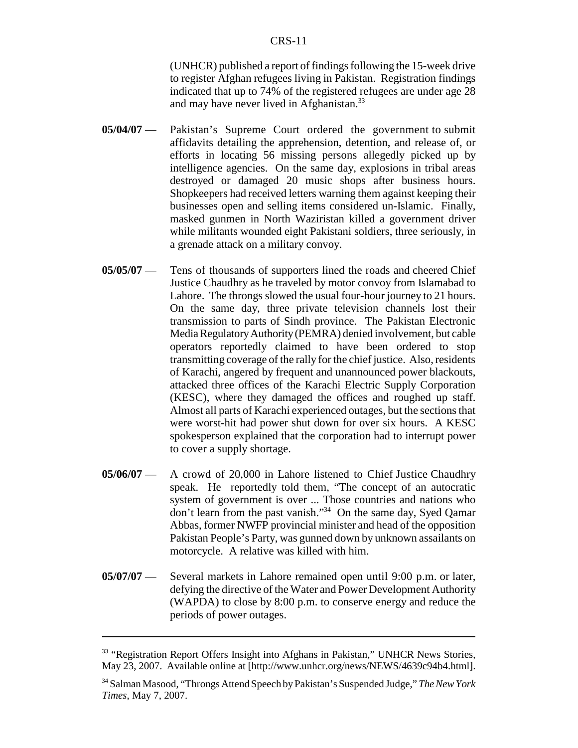(UNHCR) published a report of findings following the 15-week drive to register Afghan refugees living in Pakistan. Registration findings indicated that up to 74% of the registered refugees are under age 28 and may have never lived in Afghanistan.[33]

**05/04/07** — Pakistan's Supreme Court ordered the government to submit affidavits detailing the apprehension, detention, and release of, or efforts in locating 56 missing persons allegedly picked up by intelligence agencies. On the same day, explosions in tribal areas destroyed or damaged 20 music shops after business hours. Shopkeepers had received letters warning them against keeping their businesses open and selling items considered un-Islamic. Finally, masked gunmen in North Waziristan killed a government driver while militants wounded eight Pakistani soldiers, three seriously, in a grenade attack on a military convoy.

**05/05/07** — Tens of thousands of supporters lined the roads and cheered Chief Justice Chaudhry as he traveled by motor convoy from Islamabad to Lahore. The throngs slowed the usual four-hour journey to 21 hours. On the same day, three private television channels lost their transmission to parts of Sindh province. The Pakistan Electronic Media Regulatory Authority (PEMRA) denied involvement, but cable operators reportedly claimed to have been ordered to stop transmitting coverage of the rally for the chief justice. Also, residents of Karachi, angered by frequent and unannounced power blackouts, attacked three offices of the Karachi Electric Supply Corporation (KESC), where they damaged the offices and roughed up staff. Almost all parts of Karachi experienced outages, but the sections that were worst-hit had power shut down for over six hours. A KESC spokesperson explained that the corporation had to interrupt power to cover a supply shortage.

**05/06/07** — A crowd of 20,000 in Lahore listened to Chief Justice Chaudhry speak. He reportedly told them, "The concept of an autocratic system of government is over ... Those countries and nations who don't learn from the past vanish."[34] On the same day, Syed Qamar Abbas, former NWFP provincial minister and head of the opposition Pakistan People's Party, was gunned down by unknown assailants on motorcycle. A relative was killed with him.

**05/07/07** — Several markets in Lahore remained open until 9:00 p.m. or later, defying the directive of the Water and Power Development Authority (WAPDA) to close by 8:00 p.m. to conserve energy and reduce the periods of power outages.

---

[33] "Registration Report Offers Insight into Afghans in Pakistan," UNHCR News Stories, May 23, 2007. Available online at [http://www.unhcr.org/news/NEWS/4639c94b4.html].

[34] Salman Masood, "Throngs Attend Speech by Pakistan's Suspended Judge," *The New York Times*, May 7, 2007.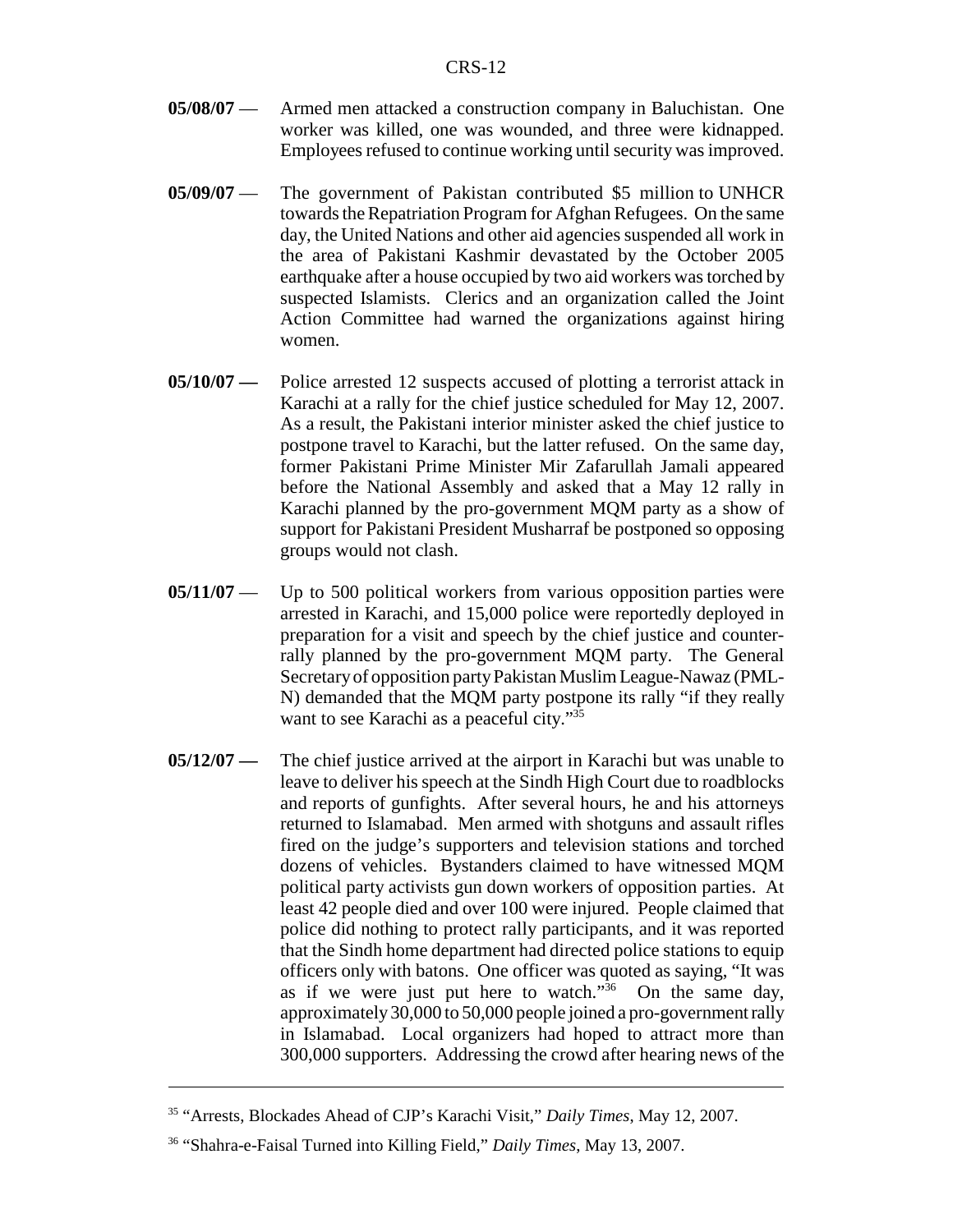**05/08/07** — Armed men attacked a construction company in Baluchistan. One worker was killed, one was wounded, and three were kidnapped. Employees refused to continue working until security was improved.

**05/09/07** — The government of Pakistan contributed $5 million to UNHCR towards the Repatriation Program for Afghan Refugees. On the same day, the United Nations and other aid agencies suspended all work in the area of Pakistani Kashmir devastated by the October 2005 earthquake after a house occupied by two aid workers was torched by suspected Islamists. Clerics and an organization called the Joint Action Committee had warned the organizations against hiring women.

**05/10/07 —** Police arrested 12 suspects accused of plotting a terrorist attack in Karachi at a rally for the chief justice scheduled for May 12, 2007. As a result, the Pakistani interior minister asked the chief justice to postpone travel to Karachi, but the latter refused. On the same day, former Pakistani Prime Minister Mir Zafarullah Jamali appeared before the National Assembly and asked that a May 12 rally in Karachi planned by the pro-government MQM party as a show of support for Pakistani President Musharraf be postponed so opposing groups would not clash.

**05/11/07** — Up to 500 political workers from various opposition parties were arrested in Karachi, and 15,000 police were reportedly deployed in preparation for a visit and speech by the chief justice and counter-rally planned by the pro-government MQM party. The General Secretary of opposition party Pakistan Muslim League-Nawaz (PML-N) demanded that the MQM party postpone its rally "if they really want to see Karachi as a peaceful city."[35]

**05/12/07 —** The chief justice arrived at the airport in Karachi but was unable to leave to deliver his speech at the Sindh High Court due to roadblocks and reports of gunfights. After several hours, he and his attorneys returned to Islamabad. Men armed with shotguns and assault rifles fired on the judge's supporters and television stations and torched dozens of vehicles. Bystanders claimed to have witnessed MQM political party activists gun down workers of opposition parties. At least 42 people died and over 100 were injured. People claimed that police did nothing to protect rally participants, and it was reported that the Sindh home department had directed police stations to equip officers only with batons. One officer was quoted as saying, "It was as if we were just put here to watch."[36] On the same day, approximately 30,000 to 50,000 people joined a pro-government rally in Islamabad. Local organizers had hoped to attract more than 300,000 supporters. Addressing the crowd after hearing news of the

---

[35] "Arrests, Blockades Ahead of CJP's Karachi Visit," *Daily Times*, May 12, 2007.

[36] "Shahra-e-Faisal Turned into Killing Field," *Daily Times*, May 13, 2007.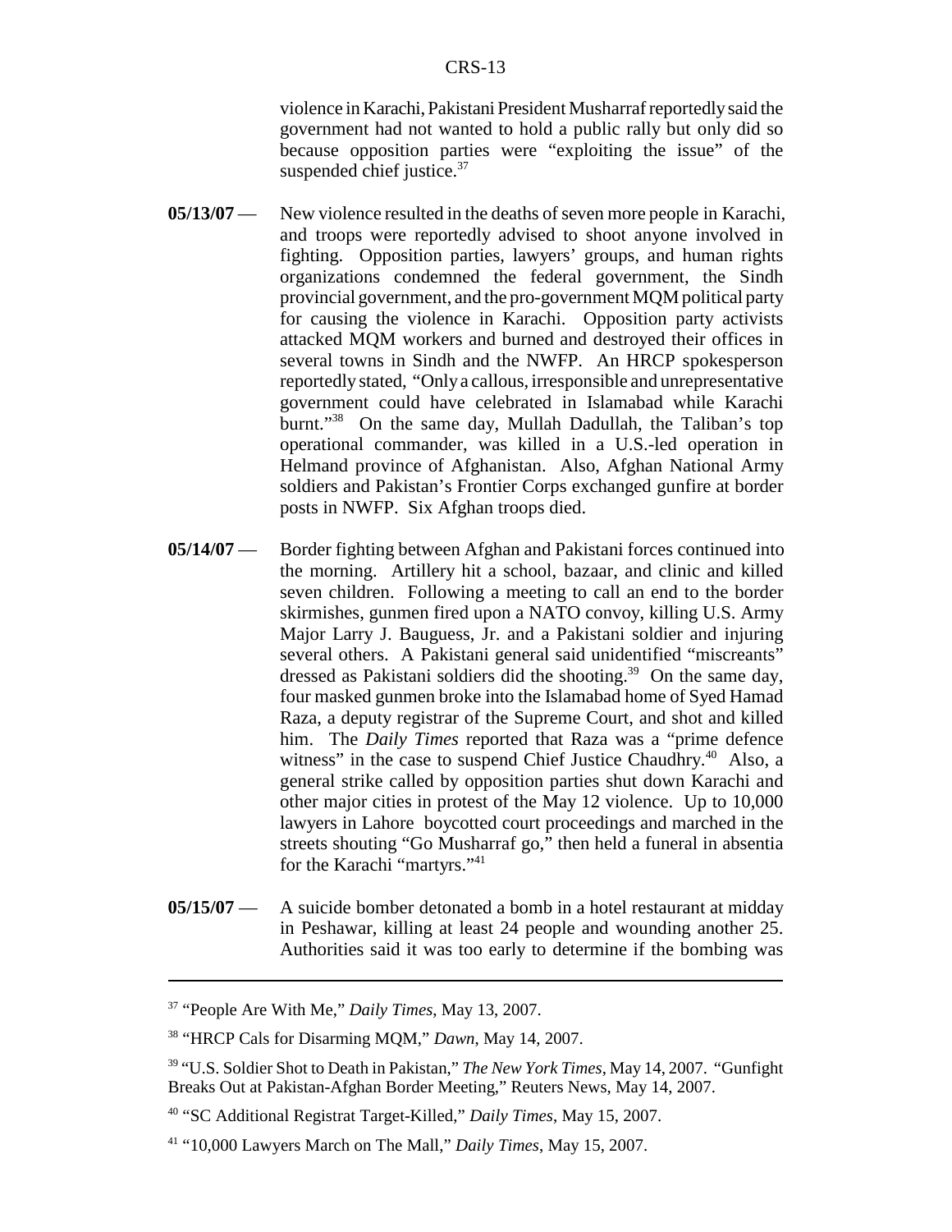violence in Karachi, Pakistani President Musharraf reportedly said the government had not wanted to hold a public rally but only did so because opposition parties were "exploiting the issue" of the suspended chief justice.[37]

**05/13/07** — New violence resulted in the deaths of seven more people in Karachi, and troops were reportedly advised to shoot anyone involved in fighting. Opposition parties, lawyers' groups, and human rights organizations condemned the federal government, the Sindh provincial government, and the pro-government MQM political party for causing the violence in Karachi. Opposition party activists attacked MQM workers and burned and destroyed their offices in several towns in Sindh and the NWFP. An HRCP spokesperson reportedly stated, "Only a callous, irresponsible and unrepresentative government could have celebrated in Islamabad while Karachi burnt."[38] On the same day, Mullah Dadullah, the Taliban's top operational commander, was killed in a U.S.-led operation in Helmand province of Afghanistan. Also, Afghan National Army soldiers and Pakistan's Frontier Corps exchanged gunfire at border posts in NWFP. Six Afghan troops died.

**05/14/07** — Border fighting between Afghan and Pakistani forces continued into the morning. Artillery hit a school, bazaar, and clinic and killed seven children. Following a meeting to call an end to the border skirmishes, gunmen fired upon a NATO convoy, killing U.S. Army Major Larry J. Bauguess, Jr. and a Pakistani soldier and injuring several others. A Pakistani general said unidentified "miscreants" dressed as Pakistani soldiers did the shooting.[39] On the same day, four masked gunmen broke into the Islamabad home of Syed Hamad Raza, a deputy registrar of the Supreme Court, and shot and killed him. The *Daily Times* reported that Raza was a "prime defence witness" in the case to suspend Chief Justice Chaudhry.[40] Also, a general strike called by opposition parties shut down Karachi and other major cities in protest of the May 12 violence. Up to 10,000 lawyers in Lahore boycotted court proceedings and marched in the streets shouting "Go Musharraf go," then held a funeral in absentia for the Karachi "martyrs."[41]

**05/15/07** — A suicide bomber detonated a bomb in a hotel restaurant at midday in Peshawar, killing at least 24 people and wounding another 25. Authorities said it was too early to determine if the bombing was

---

[37] "People Are With Me," *Daily Times*, May 13, 2007.

[38] "HRCP Cals for Disarming MQM," *Dawn*, May 14, 2007.

[39] "U.S. Soldier Shot to Death in Pakistan," *The New York Times*, May 14, 2007. "Gunfight Breaks Out at Pakistan-Afghan Border Meeting," Reuters News, May 14, 2007.

[40] "SC Additional Registrat Target-Killed," *Daily Times*, May 15, 2007.

[41] "10,000 Lawyers March on The Mall," *Daily Times*, May 15, 2007.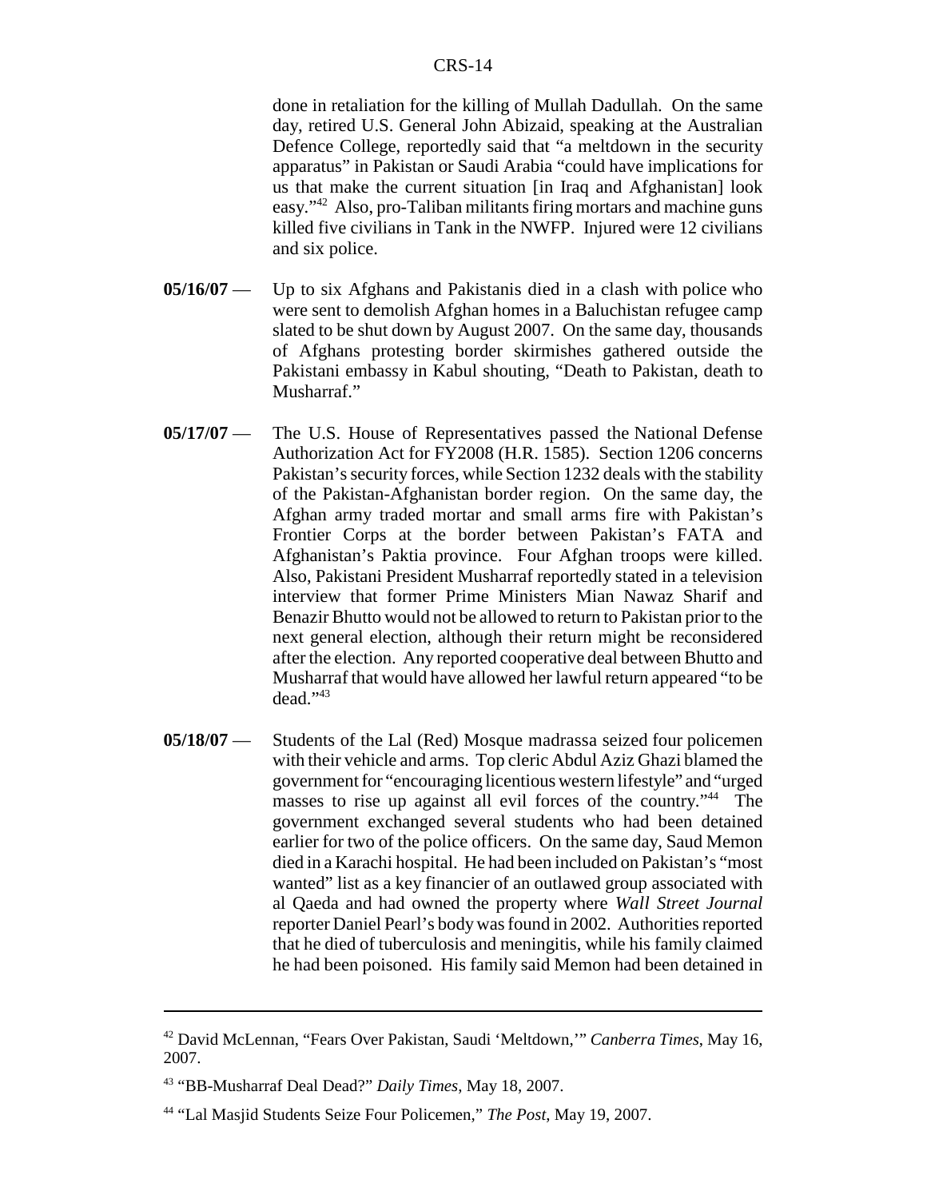done in retaliation for the killing of Mullah Dadullah. On the same day, retired U.S. General John Abizaid, speaking at the Australian Defence College, reportedly said that "a meltdown in the security apparatus" in Pakistan or Saudi Arabia "could have implications for us that make the current situation [in Iraq and Afghanistan] look easy."[42] Also, pro-Taliban militants firing mortars and machine guns killed five civilians in Tank in the NWFP. Injured were 12 civilians and six police.

**05/16/07** — Up to six Afghans and Pakistanis died in a clash with police who were sent to demolish Afghan homes in a Baluchistan refugee camp slated to be shut down by August 2007. On the same day, thousands of Afghans protesting border skirmishes gathered outside the Pakistani embassy in Kabul shouting, "Death to Pakistan, death to Musharraf."

**05/17/07** — The U.S. House of Representatives passed the National Defense Authorization Act for FY2008 (H.R. 1585). Section 1206 concerns Pakistan's security forces, while Section 1232 deals with the stability of the Pakistan-Afghanistan border region. On the same day, the Afghan army traded mortar and small arms fire with Pakistan's Frontier Corps at the border between Pakistan's FATA and Afghanistan's Paktia province. Four Afghan troops were killed. Also, Pakistani President Musharraf reportedly stated in a television interview that former Prime Ministers Mian Nawaz Sharif and Benazir Bhutto would not be allowed to return to Pakistan prior to the next general election, although their return might be reconsidered after the election. Any reported cooperative deal between Bhutto and Musharraf that would have allowed her lawful return appeared "to be dead."[43]

**05/18/07** — Students of the Lal (Red) Mosque madrassa seized four policemen with their vehicle and arms. Top cleric Abdul Aziz Ghazi blamed the government for "encouraging licentious western lifestyle" and "urged masses to rise up against all evil forces of the country."[44] The government exchanged several students who had been detained earlier for two of the police officers. On the same day, Saud Memon died in a Karachi hospital. He had been included on Pakistan's "most wanted" list as a key financier of an outlawed group associated with al Qaeda and had owned the property where *Wall Street Journal* reporter Daniel Pearl's body was found in 2002. Authorities reported that he died of tuberculosis and meningitis, while his family claimed he had been poisoned. His family said Memon had been detained in

---

[42] David McLennan, "Fears Over Pakistan, Saudi 'Meltdown,'" *Canberra Times*, May 16, 2007.

[43] "BB-Musharraf Deal Dead?" *Daily Times*, May 18, 2007.

[44] "Lal Masjid Students Seize Four Policemen," *The Post*, May 19, 2007.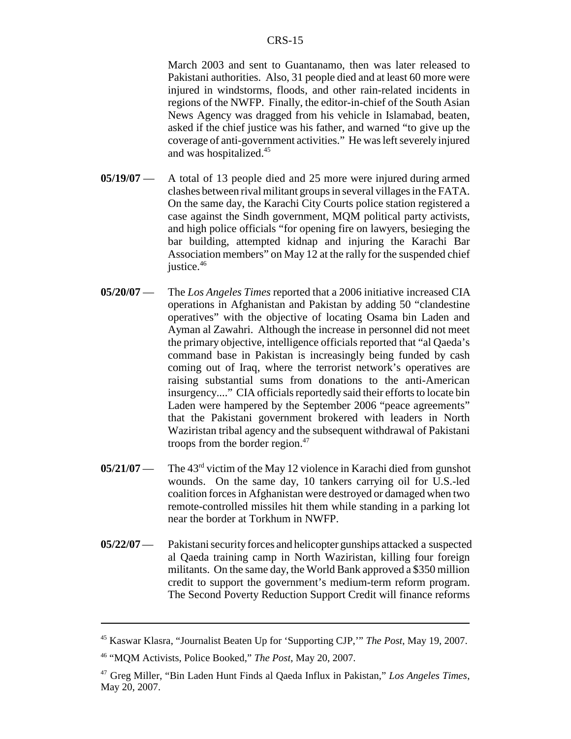March 2003 and sent to Guantanamo, then was later released to Pakistani authorities. Also, 31 people died and at least 60 more were injured in windstorms, floods, and other rain-related incidents in regions of the NWFP. Finally, the editor-in-chief of the South Asian News Agency was dragged from his vehicle in Islamabad, beaten, asked if the chief justice was his father, and warned "to give up the coverage of anti-government activities." He was left severely injured and was hospitalized.[45]

**05/19/07** — A total of 13 people died and 25 more were injured during armed clashes between rival militant groups in several villages in the FATA. On the same day, the Karachi City Courts police station registered a case against the Sindh government, MQM political party activists, and high police officials "for opening fire on lawyers, besieging the bar building, attempted kidnap and injuring the Karachi Bar Association members" on May 12 at the rally for the suspended chief justice.[46]

**05/20/07** — The *Los Angeles Times* reported that a 2006 initiative increased CIA operations in Afghanistan and Pakistan by adding 50 "clandestine operatives" with the objective of locating Osama bin Laden and Ayman al Zawahri. Although the increase in personnel did not meet the primary objective, intelligence officials reported that "al Qaeda's command base in Pakistan is increasingly being funded by cash coming out of Iraq, where the terrorist network's operatives are raising substantial sums from donations to the anti-American insurgency...." CIA officials reportedly said their efforts to locate bin Laden were hampered by the September 2006 "peace agreements" that the Pakistani government brokered with leaders in North Waziristan tribal agency and the subsequent withdrawal of Pakistani troops from the border region.[47]

**05/21/07** — The 43rd victim of the May 12 violence in Karachi died from gunshot wounds. On the same day, 10 tankers carrying oil for U.S.-led coalition forces in Afghanistan were destroyed or damaged when two remote-controlled missiles hit them while standing in a parking lot near the border at Torkhum in NWFP.

**05/22/07** — Pakistani security forces and helicopter gunships attacked a suspected al Qaeda training camp in North Waziristan, killing four foreign militants. On the same day, the World Bank approved a $350 million credit to support the government's medium-term reform program. The Second Poverty Reduction Support Credit will finance reforms

---

[45] Kaswar Klasra, "Journalist Beaten Up for 'Supporting CJP,'" *The Post*, May 19, 2007.

[46] "MQM Activists, Police Booked," *The Post*, May 20, 2007.

[47] Greg Miller, "Bin Laden Hunt Finds al Qaeda Influx in Pakistan," *Los Angeles Times*, May 20, 2007.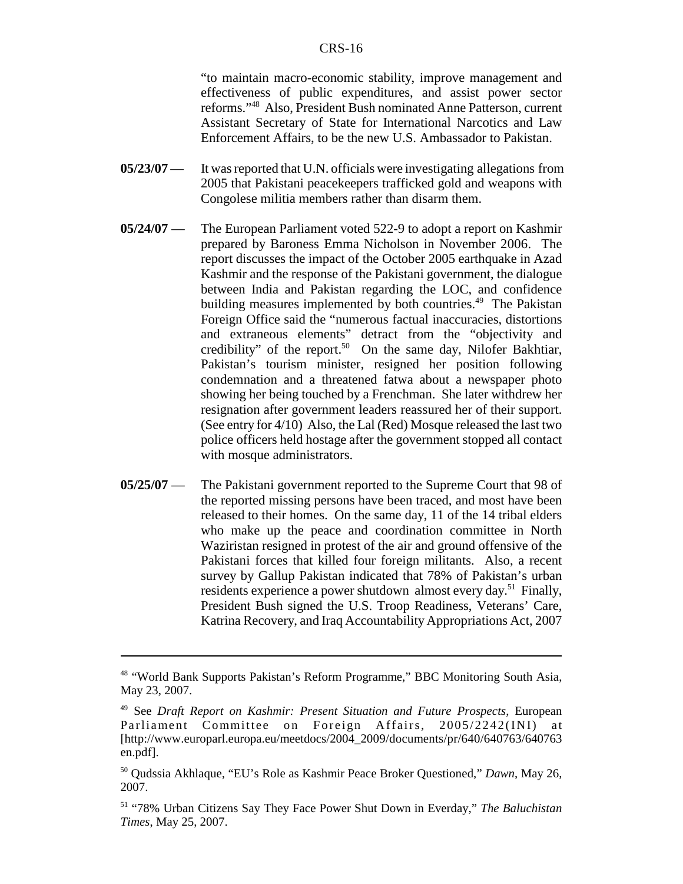"to maintain macro-economic stability, improve management and effectiveness of public expenditures, and assist power sector reforms."[48] Also, President Bush nominated Anne Patterson, current Assistant Secretary of State for International Narcotics and Law Enforcement Affairs, to be the new U.S. Ambassador to Pakistan.

**05/23/07** — It was reported that U.N. officials were investigating allegations from 2005 that Pakistani peacekeepers trafficked gold and weapons with Congolese militia members rather than disarm them.

**05/24/07** — The European Parliament voted 522-9 to adopt a report on Kashmir prepared by Baroness Emma Nicholson in November 2006. The report discusses the impact of the October 2005 earthquake in Azad Kashmir and the response of the Pakistani government, the dialogue between India and Pakistan regarding the LOC, and confidence building measures implemented by both countries.[49] The Pakistan Foreign Office said the "numerous factual inaccuracies, distortions and extraneous elements" detract from the "objectivity and credibility" of the report.[50] On the same day, Nilofer Bakhtiar, Pakistan's tourism minister, resigned her position following condemnation and a threatened fatwa about a newspaper photo showing her being touched by a Frenchman. She later withdrew her resignation after government leaders reassured her of their support. (See entry for 4/10) Also, the Lal (Red) Mosque released the last two police officers held hostage after the government stopped all contact with mosque administrators.

**05/25/07** — The Pakistani government reported to the Supreme Court that 98 of the reported missing persons have been traced, and most have been released to their homes. On the same day, 11 of the 14 tribal elders who make up the peace and coordination committee in North Waziristan resigned in protest of the air and ground offensive of the Pakistani forces that killed four foreign militants. Also, a recent survey by Gallup Pakistan indicated that 78% of Pakistan's urban residents experience a power shutdown almost every day.[51] Finally, President Bush signed the U.S. Troop Readiness, Veterans' Care, Katrina Recovery, and Iraq Accountability Appropriations Act, 2007

---

[48] "World Bank Supports Pakistan's Reform Programme," BBC Monitoring South Asia, May 23, 2007.

[49] See *Draft Report on Kashmir: Present Situation and Future Prospects*, European Parliament Committee on Foreign Affairs, 2005/2242(INI) at [http://www.europarl.europa.eu/meetdocs/2004_2009/documents/pr/640/640763/640763en.pdf].

[50] Qudssia Akhlaque, "EU's Role as Kashmir Peace Broker Questioned," *Dawn*, May 26, 2007.

[51] "78% Urban Citizens Say They Face Power Shut Down in Everday," *The Baluchistan Times*, May 25, 2007.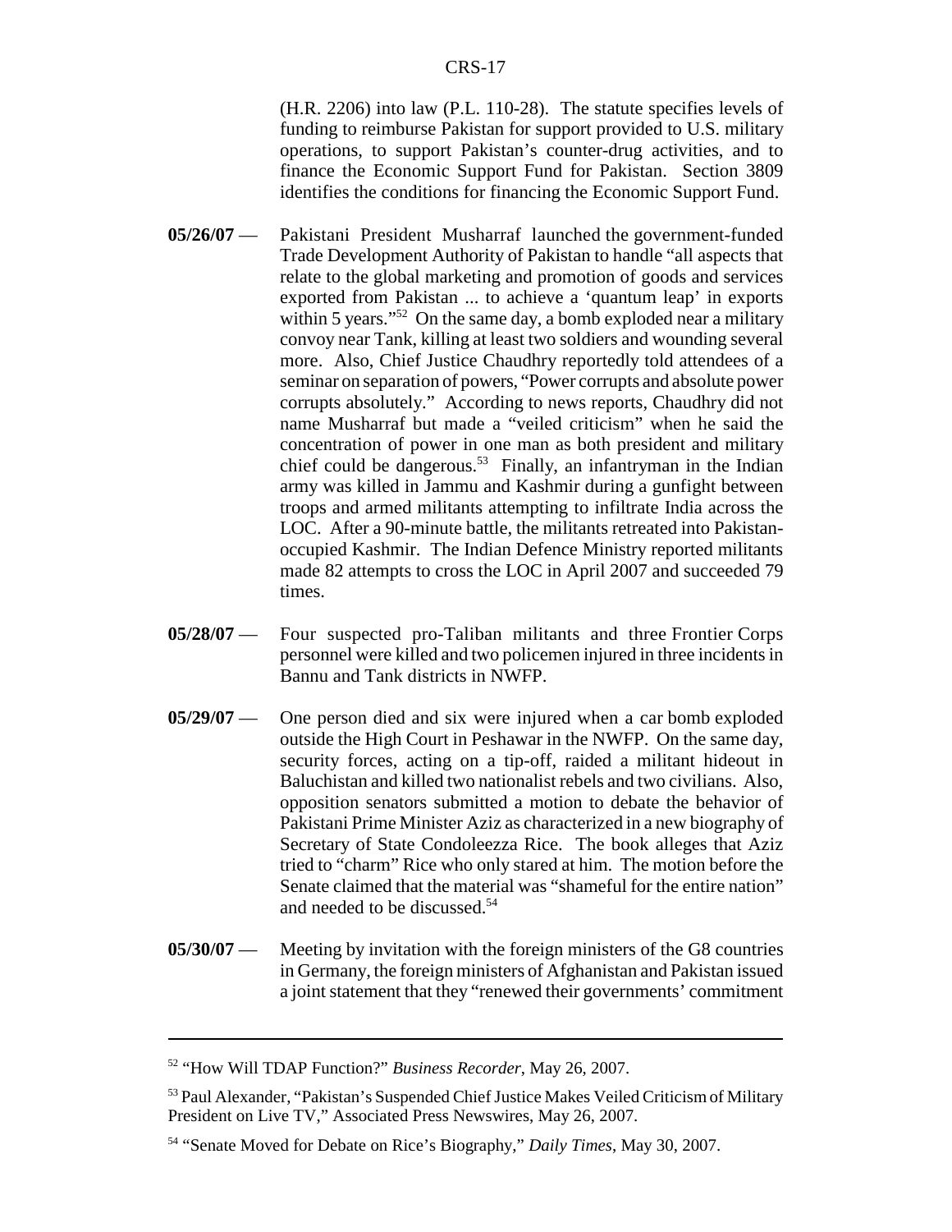(H.R. 2206) into law (P.L. 110-28). The statute specifies levels of funding to reimburse Pakistan for support provided to U.S. military operations, to support Pakistan's counter-drug activities, and to finance the Economic Support Fund for Pakistan. Section 3809 identifies the conditions for financing the Economic Support Fund.

**05/26/07** — Pakistani President Musharraf launched the government-funded Trade Development Authority of Pakistan to handle "all aspects that relate to the global marketing and promotion of goods and services exported from Pakistan ... to achieve a 'quantum leap' in exports within 5 years."[52] On the same day, a bomb exploded near a military convoy near Tank, killing at least two soldiers and wounding several more. Also, Chief Justice Chaudhry reportedly told attendees of a seminar on separation of powers, "Power corrupts and absolute power corrupts absolutely." According to news reports, Chaudhry did not name Musharraf but made a "veiled criticism" when he said the concentration of power in one man as both president and military chief could be dangerous.[53] Finally, an infantryman in the Indian army was killed in Jammu and Kashmir during a gunfight between troops and armed militants attempting to infiltrate India across the LOC. After a 90-minute battle, the militants retreated into Pakistan-occupied Kashmir. The Indian Defence Ministry reported militants made 82 attempts to cross the LOC in April 2007 and succeeded 79 times.

**05/28/07** — Four suspected pro-Taliban militants and three Frontier Corps personnel were killed and two policemen injured in three incidents in Bannu and Tank districts in NWFP.

**05/29/07** — One person died and six were injured when a car bomb exploded outside the High Court in Peshawar in the NWFP. On the same day, security forces, acting on a tip-off, raided a militant hideout in Baluchistan and killed two nationalist rebels and two civilians. Also, opposition senators submitted a motion to debate the behavior of Pakistani Prime Minister Aziz as characterized in a new biography of Secretary of State Condoleezza Rice. The book alleges that Aziz tried to "charm" Rice who only stared at him. The motion before the Senate claimed that the material was "shameful for the entire nation" and needed to be discussed.[54]

**05/30/07** — Meeting by invitation with the foreign ministers of the G8 countries in Germany, the foreign ministers of Afghanistan and Pakistan issued a joint statement that they "renewed their governments' commitment

---

[52] "How Will TDAP Function?" *Business Recorder*, May 26, 2007.

[53] Paul Alexander, "Pakistan's Suspended Chief Justice Makes Veiled Criticism of Military President on Live TV," Associated Press Newswires, May 26, 2007.

[54] "Senate Moved for Debate on Rice's Biography," *Daily Times*, May 30, 2007.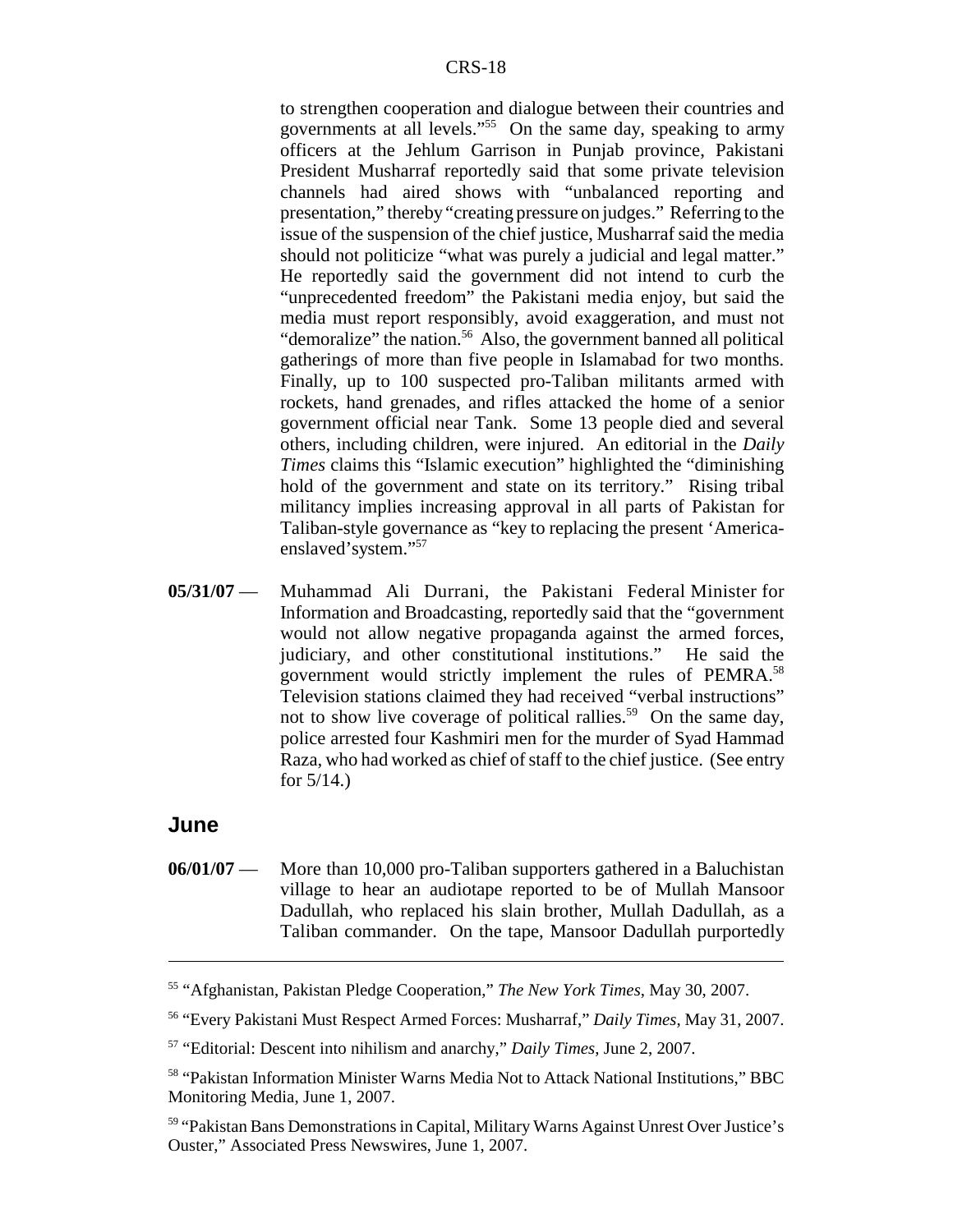to strengthen cooperation and dialogue between their countries and governments at all levels."[55] On the same day, speaking to army officers at the Jehlum Garrison in Punjab province, Pakistani President Musharraf reportedly said that some private television channels had aired shows with "unbalanced reporting and presentation," thereby "creating pressure on judges." Referring to the issue of the suspension of the chief justice, Musharraf said the media should not politicize "what was purely a judicial and legal matter." He reportedly said the government did not intend to curb the "unprecedented freedom" the Pakistani media enjoy, but said the media must report responsibly, avoid exaggeration, and must not "demoralize" the nation.[56] Also, the government banned all political gatherings of more than five people in Islamabad for two months. Finally, up to 100 suspected pro-Taliban militants armed with rockets, hand grenades, and rifles attacked the home of a senior government official near Tank. Some 13 people died and several others, including children, were injured. An editorial in the *Daily Times* claims this "Islamic execution" highlighted the "diminishing hold of the government and state on its territory." Rising tribal militancy implies increasing approval in all parts of Pakistan for Taliban-style governance as "key to replacing the present 'America-enslaved'system."[57]

**05/31/07** — Muhammad Ali Durrani, the Pakistani Federal Minister for Information and Broadcasting, reportedly said that the "government would not allow negative propaganda against the armed forces, judiciary, and other constitutional institutions." He said the government would strictly implement the rules of PEMRA.[58] Television stations claimed they had received "verbal instructions" not to show live coverage of political rallies.[59] On the same day, police arrested four Kashmiri men for the murder of Syad Hammad Raza, who had worked as chief of staff to the chief justice. (See entry for 5/14.)

## June

**06/01/07** — More than 10,000 pro-Taliban supporters gathered in a Baluchistan village to hear an audiotape reported to be of Mullah Mansoor Dadullah, who replaced his slain brother, Mullah Dadullah, as a Taliban commander. On the tape, Mansoor Dadullah purportedly

---

[55] "Afghanistan, Pakistan Pledge Cooperation," *The New York Times*, May 30, 2007.

[56] "Every Pakistani Must Respect Armed Forces: Musharraf," *Daily Times*, May 31, 2007.

[57] "Editorial: Descent into nihilism and anarchy," *Daily Times*, June 2, 2007.

[58] "Pakistan Information Minister Warns Media Not to Attack National Institutions," BBC Monitoring Media, June 1, 2007.

[59] "Pakistan Bans Demonstrations in Capital, Military Warns Against Unrest Over Justice's Ouster," Associated Press Newswires, June 1, 2007.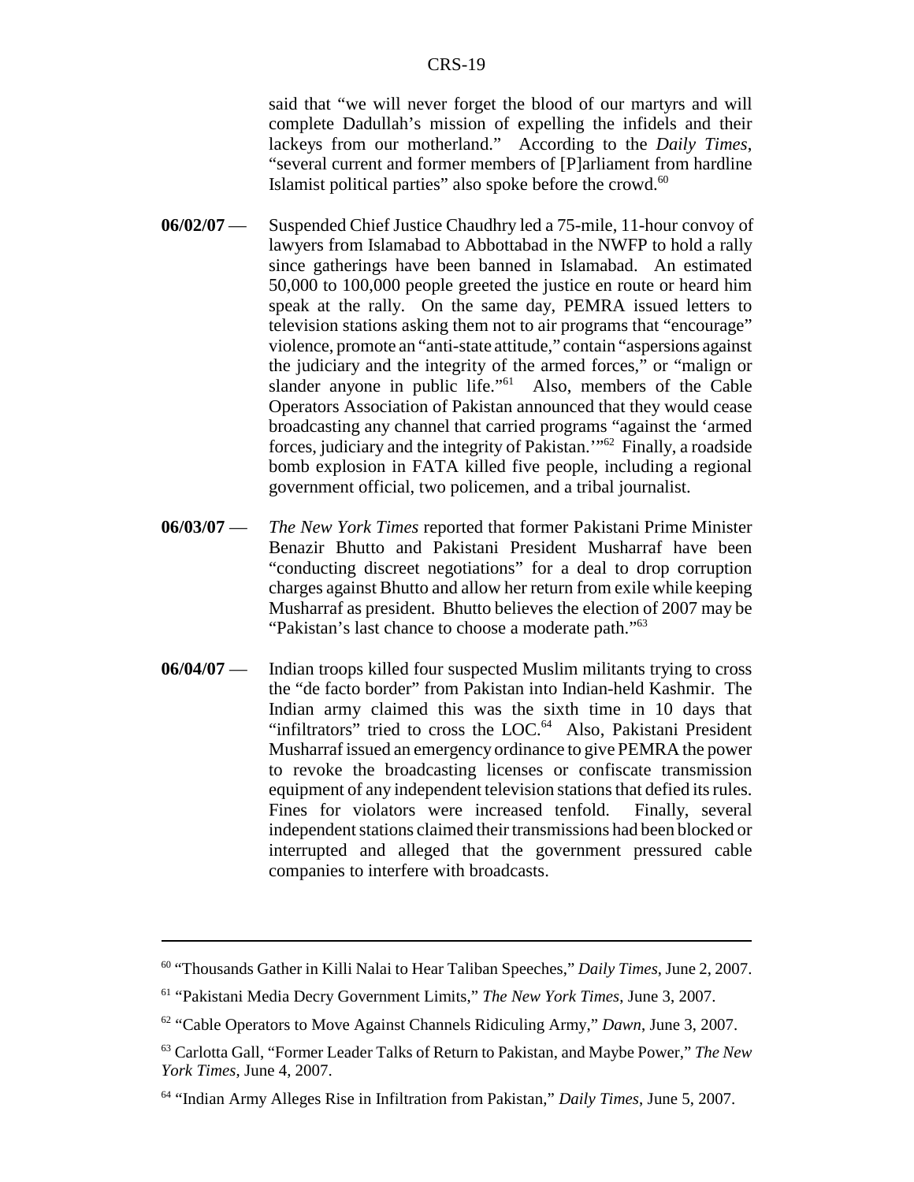said that "we will never forget the blood of our martyrs and will complete Dadullah's mission of expelling the infidels and their lackeys from our motherland." According to the *Daily Times*, "several current and former members of [P]arliament from hardline Islamist political parties" also spoke before the crowd.[60]

**06/02/07** — Suspended Chief Justice Chaudhry led a 75-mile, 11-hour convoy of lawyers from Islamabad to Abbottabad in the NWFP to hold a rally since gatherings have been banned in Islamabad. An estimated 50,000 to 100,000 people greeted the justice en route or heard him speak at the rally. On the same day, PEMRA issued letters to television stations asking them not to air programs that "encourage" violence, promote an "anti-state attitude," contain "aspersions against the judiciary and the integrity of the armed forces," or "malign or slander anyone in public life."[61] Also, members of the Cable Operators Association of Pakistan announced that they would cease broadcasting any channel that carried programs "against the 'armed forces, judiciary and the integrity of Pakistan.'"[62] Finally, a roadside bomb explosion in FATA killed five people, including a regional government official, two policemen, and a tribal journalist.

**06/03/07** — *The New York Times* reported that former Pakistani Prime Minister Benazir Bhutto and Pakistani President Musharraf have been "conducting discreet negotiations" for a deal to drop corruption charges against Bhutto and allow her return from exile while keeping Musharraf as president. Bhutto believes the election of 2007 may be "Pakistan's last chance to choose a moderate path."[63]

**06/04/07** — Indian troops killed four suspected Muslim militants trying to cross the "de facto border" from Pakistan into Indian-held Kashmir. The Indian army claimed this was the sixth time in 10 days that "infiltrators" tried to cross the LOC.[64] Also, Pakistani President Musharraf issued an emergency ordinance to give PEMRA the power to revoke the broadcasting licenses or confiscate transmission equipment of any independent television stations that defied its rules. Fines for violators were increased tenfold. Finally, several independent stations claimed their transmissions had been blocked or interrupted and alleged that the government pressured cable companies to interfere with broadcasts.

---

[60] "Thousands Gather in Killi Nalai to Hear Taliban Speeches," *Daily Times*, June 2, 2007.

[61] "Pakistani Media Decry Government Limits," *The New York Times*, June 3, 2007.

[62] "Cable Operators to Move Against Channels Ridiculing Army," *Dawn*, June 3, 2007.

[63] Carlotta Gall, "Former Leader Talks of Return to Pakistan, and Maybe Power," *The New York Times*, June 4, 2007.

[64] "Indian Army Alleges Rise in Infiltration from Pakistan," *Daily Times*, June 5, 2007.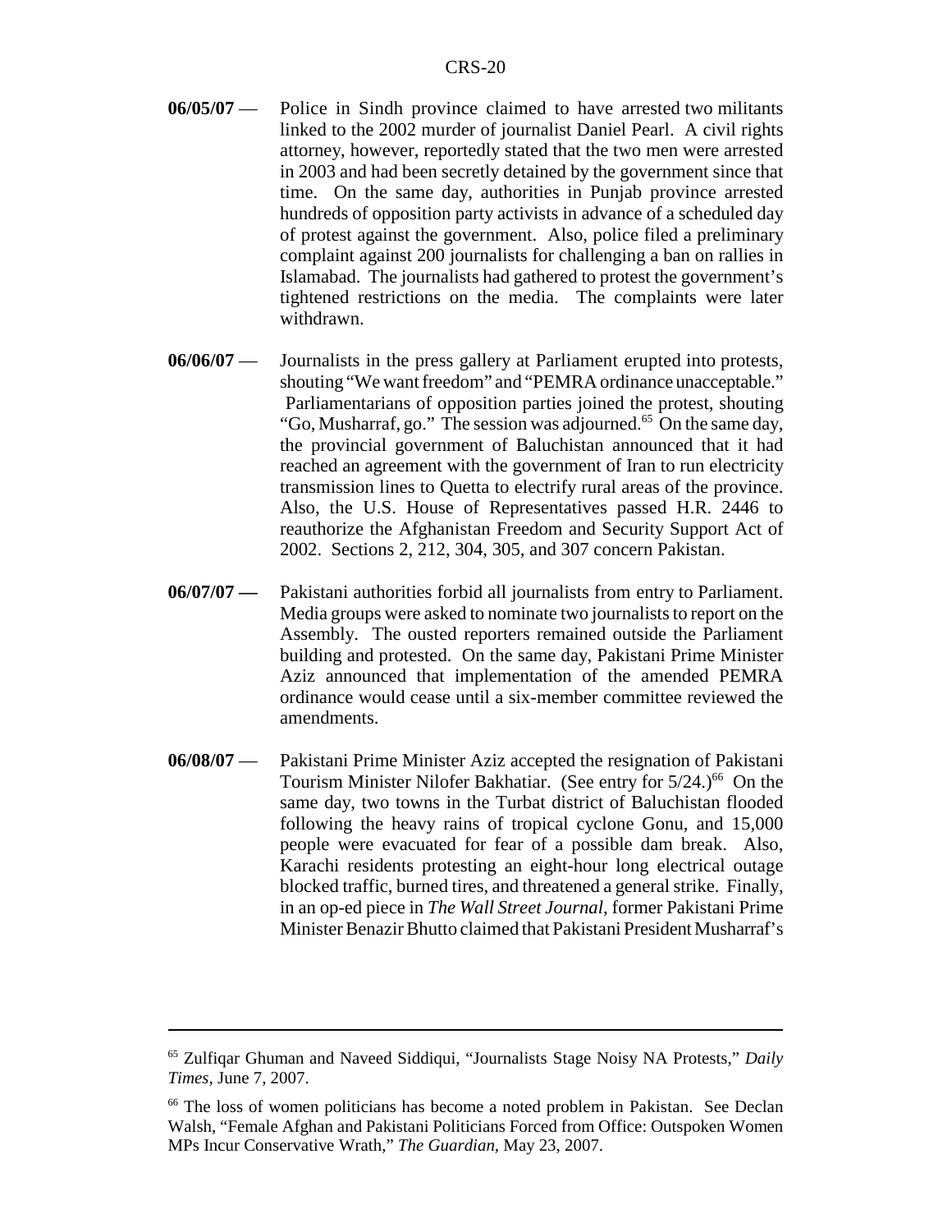**06/05/07** — Police in Sindh province claimed to have arrested two militants linked to the 2002 murder of journalist Daniel Pearl. A civil rights attorney, however, reportedly stated that the two men were arrested in 2003 and had been secretly detained by the government since that time. On the same day, authorities in Punjab province arrested hundreds of opposition party activists in advance of a scheduled day of protest against the government. Also, police filed a preliminary complaint against 200 journalists for challenging a ban on rallies in Islamabad. The journalists had gathered to protest the government's tightened restrictions on the media. The complaints were later withdrawn.

**06/06/07** — Journalists in the press gallery at Parliament erupted into protests, shouting "We want freedom" and "PEMRA ordinance unacceptable." Parliamentarians of opposition parties joined the protest, shouting "Go, Musharraf, go." The session was adjourned.[65] On the same day, the provincial government of Baluchistan announced that it had reached an agreement with the government of Iran to run electricity transmission lines to Quetta to electrify rural areas of the province. Also, the U.S. House of Representatives passed H.R. 2446 to reauthorize the Afghanistan Freedom and Security Support Act of 2002. Sections 2, 212, 304, 305, and 307 concern Pakistan.

**06/07/07 —** Pakistani authorities forbid all journalists from entry to Parliament. Media groups were asked to nominate two journalists to report on the Assembly. The ousted reporters remained outside the Parliament building and protested. On the same day, Pakistani Prime Minister Aziz announced that implementation of the amended PEMRA ordinance would cease until a six-member committee reviewed the amendments.

**06/08/07** — Pakistani Prime Minister Aziz accepted the resignation of Pakistani Tourism Minister Nilofer Bakhatiar. (See entry for 5/24.)[66] On the same day, two towns in the Turbat district of Baluchistan flooded following the heavy rains of tropical cyclone Gonu, and 15,000 people were evacuated for fear of a possible dam break. Also, Karachi residents protesting an eight-hour long electrical outage blocked traffic, burned tires, and threatened a general strike. Finally, in an op-ed piece in *The Wall Street Journal*, former Pakistani Prime Minister Benazir Bhutto claimed that Pakistani President Musharraf's

---

[65] Zulfiqar Ghuman and Naveed Siddiqui, "Journalists Stage Noisy NA Protests," *Daily Times*, June 7, 2007.

[66] The loss of women politicians has become a noted problem in Pakistan. See Declan Walsh, "Female Afghan and Pakistani Politicians Forced from Office: Outspoken Women MPs Incur Conservative Wrath," *The Guardian*, May 23, 2007.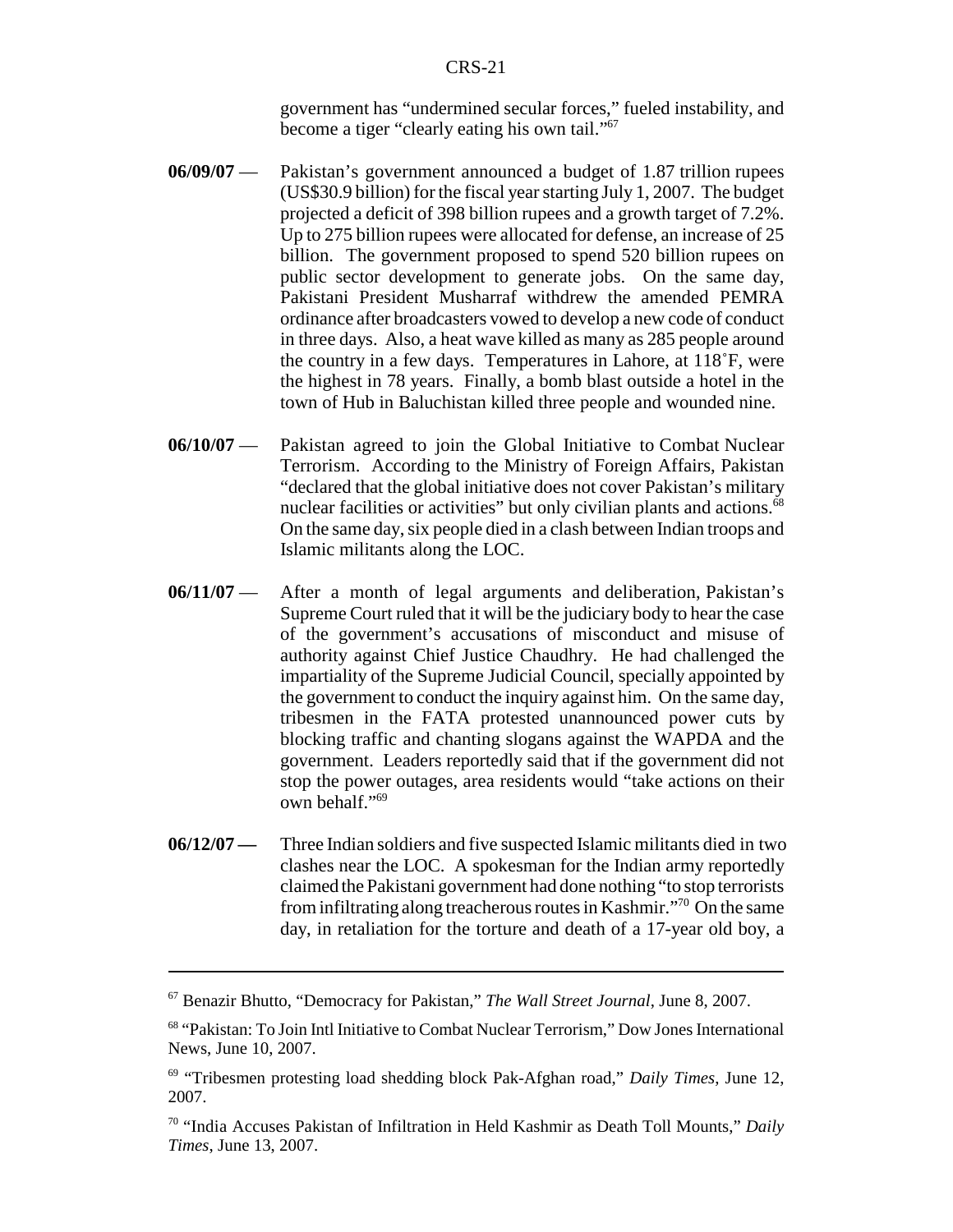government has "undermined secular forces," fueled instability, and become a tiger "clearly eating his own tail."[67]

**06/09/07** — Pakistan's government announced a budget of 1.87 trillion rupees (US$30.9 billion) for the fiscal year starting July 1, 2007. The budget projected a deficit of 398 billion rupees and a growth target of 7.2%. Up to 275 billion rupees were allocated for defense, an increase of 25 billion. The government proposed to spend 520 billion rupees on public sector development to generate jobs. On the same day, Pakistani President Musharraf withdrew the amended PEMRA ordinance after broadcasters vowed to develop a new code of conduct in three days. Also, a heat wave killed as many as 285 people around the country in a few days. Temperatures in Lahore, at 118˚F, were the highest in 78 years. Finally, a bomb blast outside a hotel in the town of Hub in Baluchistan killed three people and wounded nine.

**06/10/07** — Pakistan agreed to join the Global Initiative to Combat Nuclear Terrorism. According to the Ministry of Foreign Affairs, Pakistan "declared that the global initiative does not cover Pakistan's military nuclear facilities or activities" but only civilian plants and actions.[68] On the same day, six people died in a clash between Indian troops and Islamic militants along the LOC.

**06/11/07** — After a month of legal arguments and deliberation, Pakistan's Supreme Court ruled that it will be the judiciary body to hear the case of the government's accusations of misconduct and misuse of authority against Chief Justice Chaudhry. He had challenged the impartiality of the Supreme Judicial Council, specially appointed by the government to conduct the inquiry against him. On the same day, tribesmen in the FATA protested unannounced power cuts by blocking traffic and chanting slogans against the WAPDA and the government. Leaders reportedly said that if the government did not stop the power outages, area residents would "take actions on their own behalf."[69]

**06/12/07 —** Three Indian soldiers and five suspected Islamic militants died in two clashes near the LOC. A spokesman for the Indian army reportedly claimed the Pakistani government had done nothing "to stop terrorists from infiltrating along treacherous routes in Kashmir."[70] On the same day, in retaliation for the torture and death of a 17-year old boy, a

---

[67] Benazir Bhutto, "Democracy for Pakistan," *The Wall Street Journal*, June 8, 2007.

[68] "Pakistan: To Join Intl Initiative to Combat Nuclear Terrorism," Dow Jones International News, June 10, 2007.

[69] "Tribesmen protesting load shedding block Pak-Afghan road," *Daily Times*, June 12, 2007.

[70] "India Accuses Pakistan of Infiltration in Held Kashmir as Death Toll Mounts," *Daily Times*, June 13, 2007.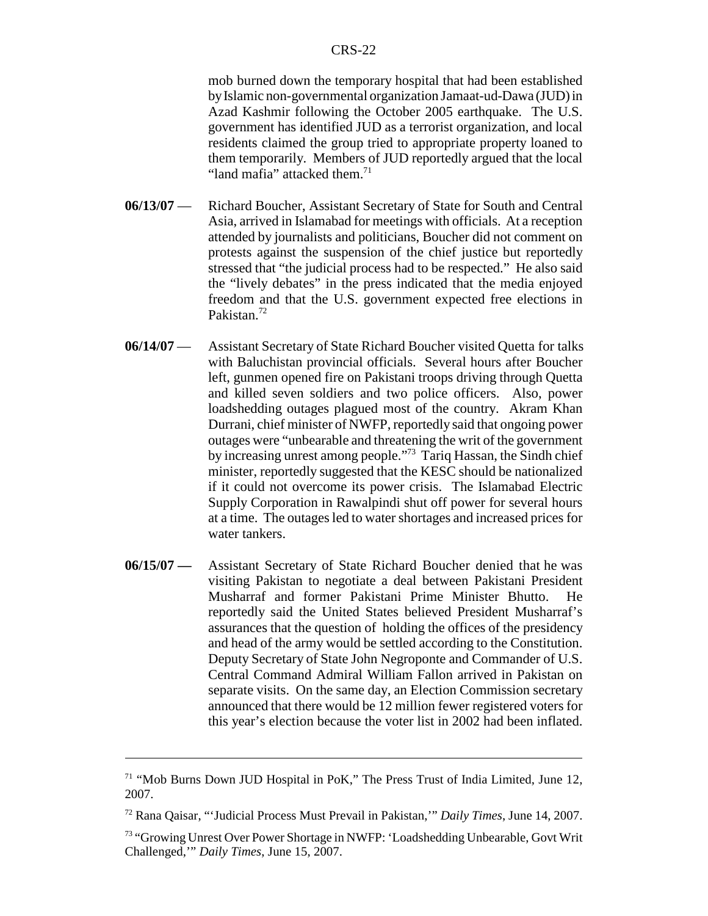mob burned down the temporary hospital that had been established by Islamic non-governmental organization Jamaat-ud-Dawa (JUD) in Azad Kashmir following the October 2005 earthquake. The U.S. government has identified JUD as a terrorist organization, and local residents claimed the group tried to appropriate property loaned to them temporarily. Members of JUD reportedly argued that the local "land mafia" attacked them.[71]

**06/13/07** — Richard Boucher, Assistant Secretary of State for South and Central Asia, arrived in Islamabad for meetings with officials. At a reception attended by journalists and politicians, Boucher did not comment on protests against the suspension of the chief justice but reportedly stressed that "the judicial process had to be respected." He also said the "lively debates" in the press indicated that the media enjoyed freedom and that the U.S. government expected free elections in Pakistan.[72]

**06/14/07** — Assistant Secretary of State Richard Boucher visited Quetta for talks with Baluchistan provincial officials. Several hours after Boucher left, gunmen opened fire on Pakistani troops driving through Quetta and killed seven soldiers and two police officers. Also, power loadshedding outages plagued most of the country. Akram Khan Durrani, chief minister of NWFP, reportedly said that ongoing power outages were "unbearable and threatening the writ of the government by increasing unrest among people."[73] Tariq Hassan, the Sindh chief minister, reportedly suggested that the KESC should be nationalized if it could not overcome its power crisis. The Islamabad Electric Supply Corporation in Rawalpindi shut off power for several hours at a time. The outages led to water shortages and increased prices for water tankers.

**06/15/07 —** Assistant Secretary of State Richard Boucher denied that he was visiting Pakistan to negotiate a deal between Pakistani President Musharraf and former Pakistani Prime Minister Bhutto. He reportedly said the United States believed President Musharraf's assurances that the question of holding the offices of the presidency and head of the army would be settled according to the Constitution. Deputy Secretary of State John Negroponte and Commander of U.S. Central Command Admiral William Fallon arrived in Pakistan on separate visits. On the same day, an Election Commission secretary announced that there would be 12 million fewer registered voters for this year's election because the voter list in 2002 had been inflated.

---

[71] "Mob Burns Down JUD Hospital in PoK," The Press Trust of India Limited, June 12, 2007.

[72] Rana Qaisar, "'Judicial Process Must Prevail in Pakistan,'" *Daily Times*, June 14, 2007.

[73] "Growing Unrest Over Power Shortage in NWFP: 'Loadshedding Unbearable, Govt Writ Challenged,'" *Daily Times*, June 15, 2007.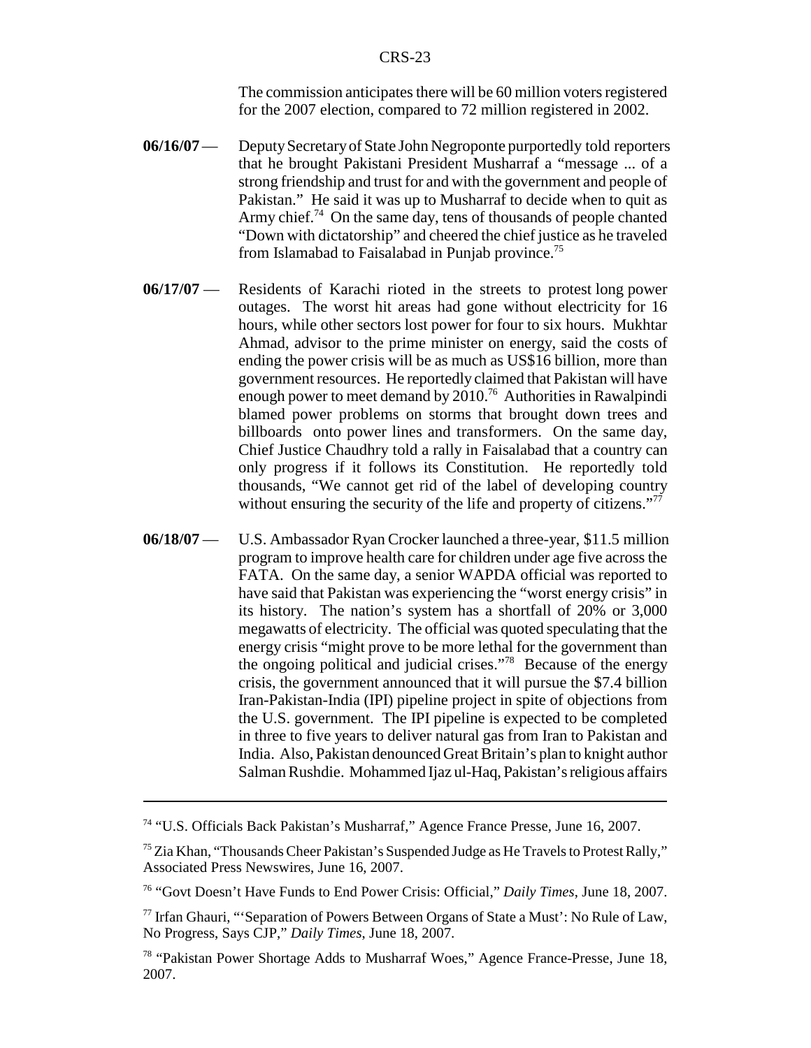The commission anticipates there will be 60 million voters registered for the 2007 election, compared to 72 million registered in 2002.

**06/16/07** — Deputy Secretary of State John Negroponte purportedly told reporters that he brought Pakistani President Musharraf a "message ... of a strong friendship and trust for and with the government and people of Pakistan." He said it was up to Musharraf to decide when to quit as Army chief.[74] On the same day, tens of thousands of people chanted "Down with dictatorship" and cheered the chief justice as he traveled from Islamabad to Faisalabad in Punjab province.[75]

**06/17/07** — Residents of Karachi rioted in the streets to protest long power outages. The worst hit areas had gone without electricity for 16 hours, while other sectors lost power for four to six hours. Mukhtar Ahmad, advisor to the prime minister on energy, said the costs of ending the power crisis will be as much as US$16 billion, more than government resources. He reportedly claimed that Pakistan will have enough power to meet demand by 2010.[76] Authorities in Rawalpindi blamed power problems on storms that brought down trees and billboards onto power lines and transformers. On the same day, Chief Justice Chaudhry told a rally in Faisalabad that a country can only progress if it follows its Constitution. He reportedly told thousands, "We cannot get rid of the label of developing country without ensuring the security of the life and property of citizens."[77]

**06/18/07** — U.S. Ambassador Ryan Crocker launched a three-year, $11.5 million program to improve health care for children under age five across the FATA. On the same day, a senior WAPDA official was reported to have said that Pakistan was experiencing the "worst energy crisis" in its history. The nation's system has a shortfall of 20% or 3,000 megawatts of electricity. The official was quoted speculating that the energy crisis "might prove to be more lethal for the government than the ongoing political and judicial crises."[78] Because of the energy crisis, the government announced that it will pursue the $7.4 billion Iran-Pakistan-India (IPI) pipeline project in spite of objections from the U.S. government. The IPI pipeline is expected to be completed in three to five years to deliver natural gas from Iran to Pakistan and India. Also, Pakistan denounced Great Britain's plan to knight author Salman Rushdie. Mohammed Ijaz ul-Haq, Pakistan's religious affairs

---

[74] "U.S. Officials Back Pakistan's Musharraf," Agence France Presse, June 16, 2007.

[75] Zia Khan, "Thousands Cheer Pakistan's Suspended Judge as He Travels to Protest Rally," Associated Press Newswires, June 16, 2007.

[76] "Govt Doesn't Have Funds to End Power Crisis: Official," *Daily Times*, June 18, 2007.

[77] Irfan Ghauri, "'Separation of Powers Between Organs of State a Must': No Rule of Law, No Progress, Says CJP," *Daily Times*, June 18, 2007.

[78] "Pakistan Power Shortage Adds to Musharraf Woes," Agence France-Presse, June 18, 2007.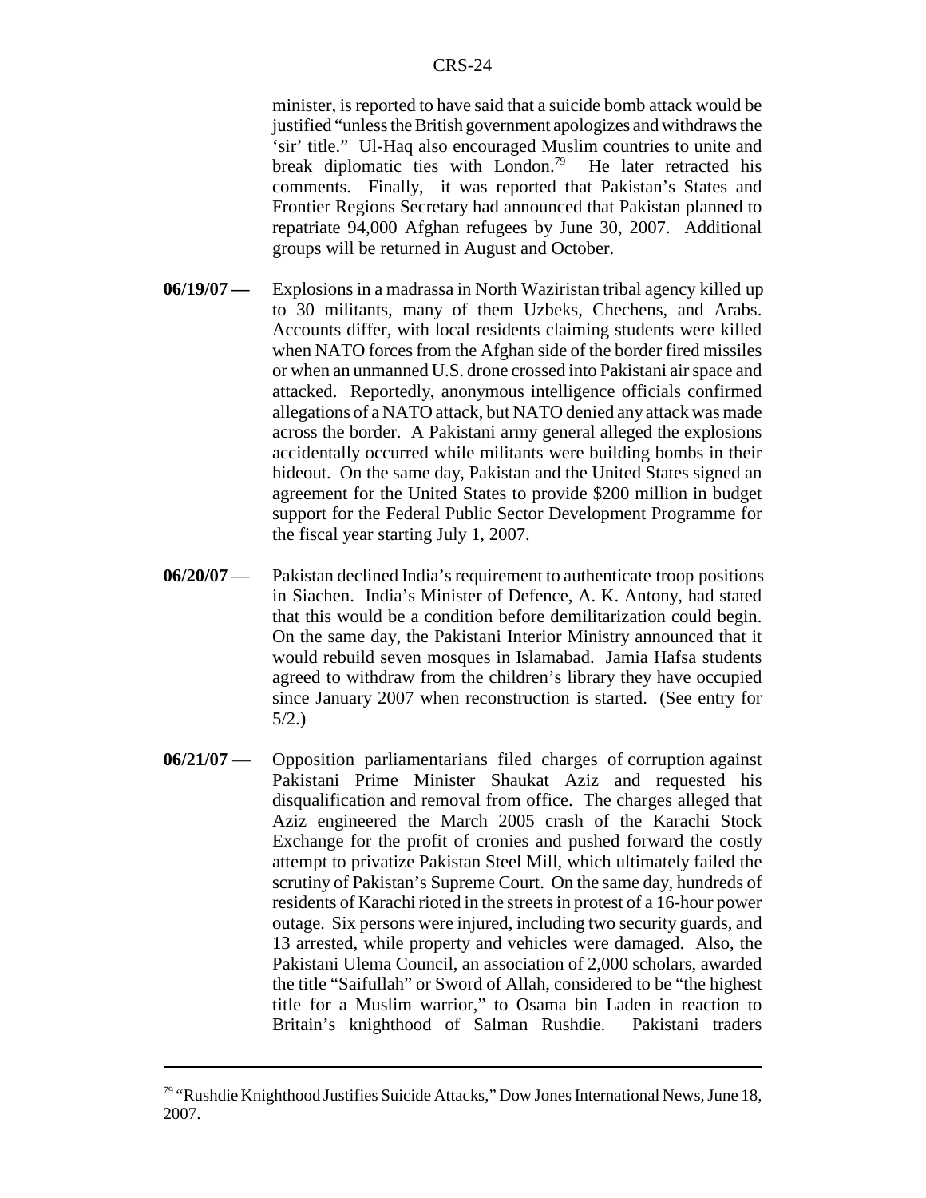minister, is reported to have said that a suicide bomb attack would be justified "unless the British government apologizes and withdraws the 'sir' title." Ul-Haq also encouraged Muslim countries to unite and break diplomatic ties with London.[79] He later retracted his comments. Finally, it was reported that Pakistan's States and Frontier Regions Secretary had announced that Pakistan planned to repatriate 94,000 Afghan refugees by June 30, 2007. Additional groups will be returned in August and October.

**06/19/07 —** Explosions in a madrassa in North Waziristan tribal agency killed up to 30 militants, many of them Uzbeks, Chechens, and Arabs. Accounts differ, with local residents claiming students were killed when NATO forces from the Afghan side of the border fired missiles or when an unmanned U.S. drone crossed into Pakistani air space and attacked. Reportedly, anonymous intelligence officials confirmed allegations of a NATO attack, but NATO denied any attack was made across the border. A Pakistani army general alleged the explosions accidentally occurred while militants were building bombs in their hideout. On the same day, Pakistan and the United States signed an agreement for the United States to provide $200 million in budget support for the Federal Public Sector Development Programme for the fiscal year starting July 1, 2007.

**06/20/07** — Pakistan declined India's requirement to authenticate troop positions in Siachen. India's Minister of Defence, A. K. Antony, had stated that this would be a condition before demilitarization could begin. On the same day, the Pakistani Interior Ministry announced that it would rebuild seven mosques in Islamabad. Jamia Hafsa students agreed to withdraw from the children's library they have occupied since January 2007 when reconstruction is started. (See entry for 5/2.)

**06/21/07** — Opposition parliamentarians filed charges of corruption against Pakistani Prime Minister Shaukat Aziz and requested his disqualification and removal from office. The charges alleged that Aziz engineered the March 2005 crash of the Karachi Stock Exchange for the profit of cronies and pushed forward the costly attempt to privatize Pakistan Steel Mill, which ultimately failed the scrutiny of Pakistan's Supreme Court. On the same day, hundreds of residents of Karachi rioted in the streets in protest of a 16-hour power outage. Six persons were injured, including two security guards, and 13 arrested, while property and vehicles were damaged. Also, the Pakistani Ulema Council, an association of 2,000 scholars, awarded the title "Saifullah" or Sword of Allah, considered to be "the highest title for a Muslim warrior," to Osama bin Laden in reaction to Britain's knighthood of Salman Rushdie. Pakistani traders

---

[79] "Rushdie Knighthood Justifies Suicide Attacks," Dow Jones International News, June 18, 2007.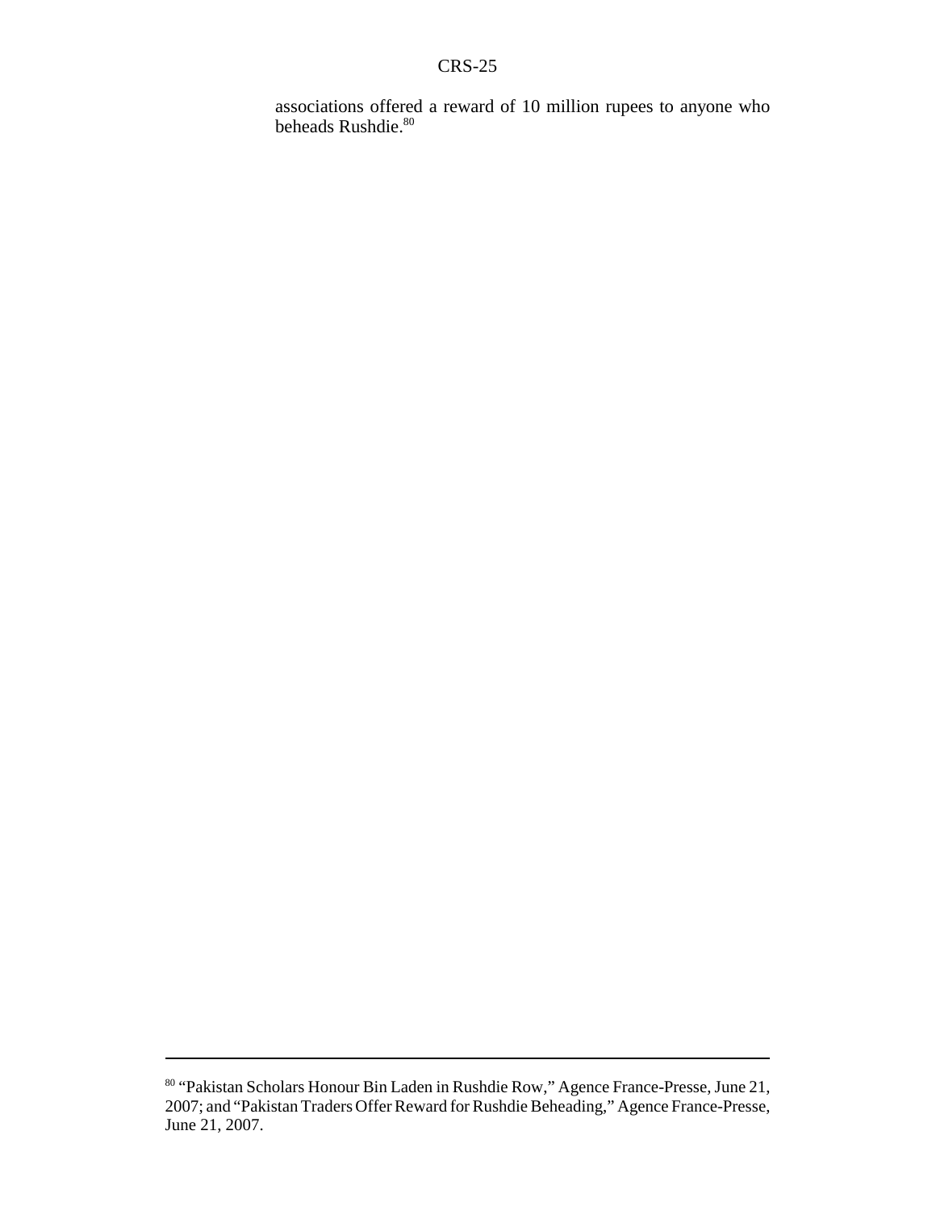associations offered a reward of 10 million rupees to anyone who beheads Rushdie.[80]

---

[80] "Pakistan Scholars Honour Bin Laden in Rushdie Row," Agence France-Presse, June 21, 2007; and "Pakistan Traders Offer Reward for Rushdie Beheading," Agence France-Presse, June 21, 2007.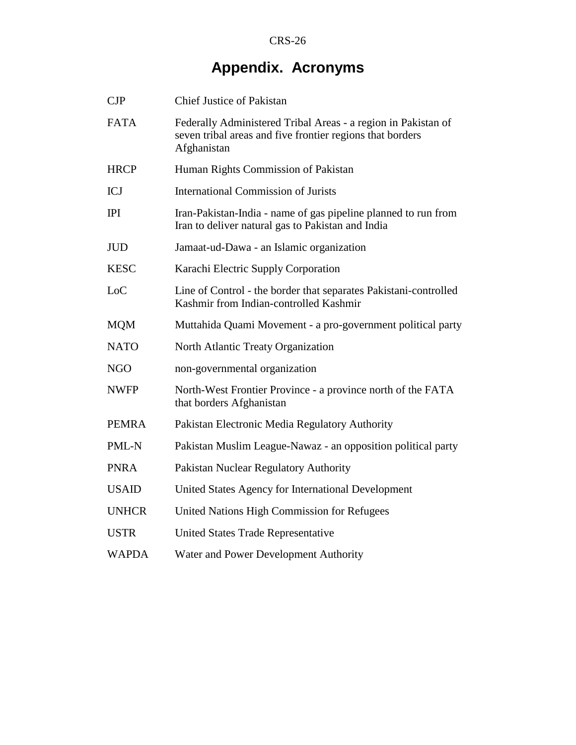# Appendix. Acronyms

| | |
|---|---|
| CJP | Chief Justice of Pakistan |
| FATA | Federally Administered Tribal Areas - a region in Pakistan of seven tribal areas and five frontier regions that borders Afghanistan |
| HRCP | Human Rights Commission of Pakistan |
| ICJ | International Commission of Jurists |
| IPI | Iran-Pakistan-India - name of gas pipeline planned to run from Iran to deliver natural gas to Pakistan and India |
| JUD | Jamaat-ud-Dawa - an Islamic organization |
| KESC | Karachi Electric Supply Corporation |
| LoC | Line of Control - the border that separates Pakistani-controlled Kashmir from Indian-controlled Kashmir |
| MQM | Muttahida Quami Movement - a pro-government political party |
| NATO | North Atlantic Treaty Organization |
| NGO | non-governmental organization |
| NWFP | North-West Frontier Province - a province north of the FATA that borders Afghanistan |
| PEMRA | Pakistan Electronic Media Regulatory Authority |
| PML-N | Pakistan Muslim League-Nawaz - an opposition political party |
| PNRA | Pakistan Nuclear Regulatory Authority |
| USAID | United States Agency for International Development |
| UNHCR | United Nations High Commission for Refugees |
| USTR | United States Trade Representative |
| WAPDA | Water and Power Development Authority |